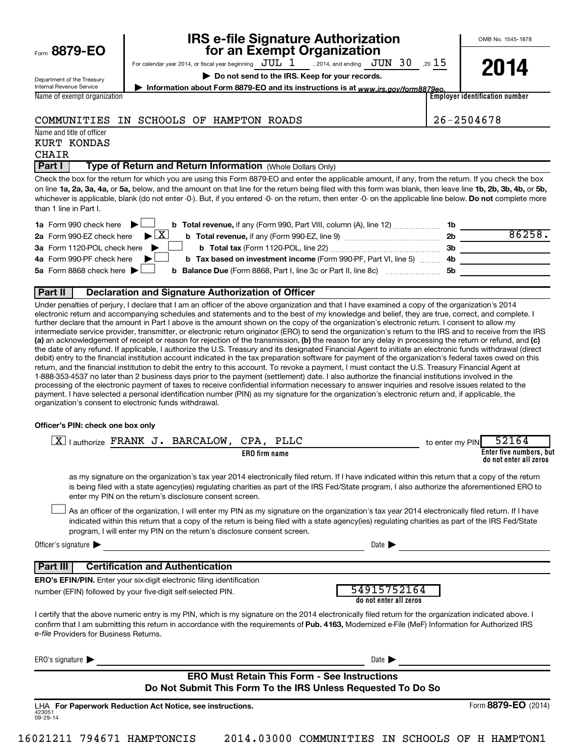Form **8879-EO**

Department of the Treasury
Internal Revenue Service

# IRS e-file Signature Authorization for an Exempt Organization

For calendar year 2014, or fiscal year beginning JUL 1 , 2014, and ending JUN 30 , 20 15

▶ **Do not send to the IRS. Keep for your records.**

▶ **Information about Form 8879-EO and its instructions is at** *www.irs.gov/form8879eo.*

OMB No. 1545-1878

**2014**

| Name of exempt organization | Employer identification number |
|---|---|
| COMMUNITIES IN SCHOOLS OF HAMPTON ROADS | 26-2504678 |

Name and title of officer
KURT KONDAS
CHAIR

## Part I — Type of Return and Return Information (Whole Dollars Only)

Check the box for the return for which you are using this Form 8879-EO and enter the applicable amount, if any, from the return. If you check the box on line **1a, 2a, 3a, 4a,** or **5a,** below, and the amount on that line for the return being filed with this form was blank, then leave line **1b, 2b, 3b, 4b,** or **5b,** whichever is applicable, blank (do not enter -0-). But, if you entered -0- on the return, then enter -0- on the applicable line below. **Do not** complete more than 1 line in Part I.

| | | | |
|---|---|---|---|
| **1a** Form 990 check here ▶ ☐ | **b Total revenue,** if any (Form 990, Part VIII, column (A), line 12) | **1b** | |
| **2a** Form 990-EZ check here ▶ ☒ | **b Total revenue,** if any (Form 990-EZ, line 9) | **2b** | 86258. |
| **3a** Form 1120-POL check here ▶ ☐ | **b Total tax** (Form 1120-POL, line 22) | **3b** | |
| **4a** Form 990-PF check here ▶ ☐ | **b Tax based on investment income** (Form 990-PF, Part VI, line 5) | **4b** | |
| **5a** Form 8868 check here ▶ ☐ | **b Balance Due** (Form 8868, Part I, line 3c or Part II, line 8c) | **5b** | |

## Part II — Declaration and Signature Authorization of Officer

Under penalties of perjury, I declare that I am an officer of the above organization and that I have examined a copy of the organization's 2014 electronic return and accompanying schedules and statements and to the best of my knowledge and belief, they are true, correct, and complete. I further declare that the amount in Part I above is the amount shown on the copy of the organization's electronic return. I consent to allow my intermediate service provider, transmitter, or electronic return originator (ERO) to send the organization's return to the IRS and to receive from the IRS **(a)** an acknowledgement of receipt or reason for rejection of the transmission, **(b)** the reason for any delay in processing the return or refund, and **(c)** the date of any refund. If applicable, I authorize the U.S. Treasury and its designated Financial Agent to initiate an electronic funds withdrawal (direct debit) entry to the financial institution account indicated in the tax preparation software for payment of the organization's federal taxes owed on this return, and the financial institution to debit the entry to this account. To revoke a payment, I must contact the U.S. Treasury Financial Agent at 1-888-353-4537 no later than 2 business days prior to the payment (settlement) date. I also authorize the financial institutions involved in the processing of the electronic payment of taxes to receive confidential information necessary to answer inquiries and resolve issues related to the payment. I have selected a personal identification number (PIN) as my signature for the organization's electronic return and, if applicable, the organization's consent to electronic funds withdrawal.

**Officer's PIN: check one box only**

☒ I authorize FRANK J. BARCALOW, CPA, PLLC (**ERO firm name**) to enter my PIN 52164 (**Enter five numbers, but do not enter all zeros**)

as my signature on the organization's tax year 2014 electronically filed return. If I have indicated within this return that a copy of the return is being filed with a state agency(ies) regulating charities as part of the IRS Fed/State program, I also authorize the aforementioned ERO to enter my PIN on the return's disclosure consent screen.

☐ As an officer of the organization, I will enter my PIN as my signature on the organization's tax year 2014 electronically filed return. If I have indicated within this return that a copy of the return is being filed with a state agency(ies) regulating charities as part of the IRS Fed/State program, I will enter my PIN on the return's disclosure consent screen.

Officer's signature ▶ ______________________ Date ▶ ______________

## Part III — Certification and Authentication

**ERO's EFIN/PIN.** Enter your six-digit electronic filing identification number (EFIN) followed by your five-digit self-selected PIN.

54915752164
**do not enter all zeros**

I certify that the above numeric entry is my PIN, which is my signature on the 2014 electronically filed return for the organization indicated above. I confirm that I am submitting this return in accordance with the requirements of **Pub. 4163,** Modernized e-File (MeF) Information for Authorized IRS *e-file* Providers for Business Returns.

ERO's signature ▶ ______________________ Date ▶ ______________

**ERO Must Retain This Form - See Instructions**
**Do Not Submit This Form To the IRS Unless Requested To Do So**

LHA **For Paperwork Reduction Act Notice, see instructions.**

423051
09-29-14

Form **8879-EO** (2014)

16021211 794671 HAMPTONCIS 2014.03000 COMMUNITIES IN SCHOOLS OF H HAMPTON1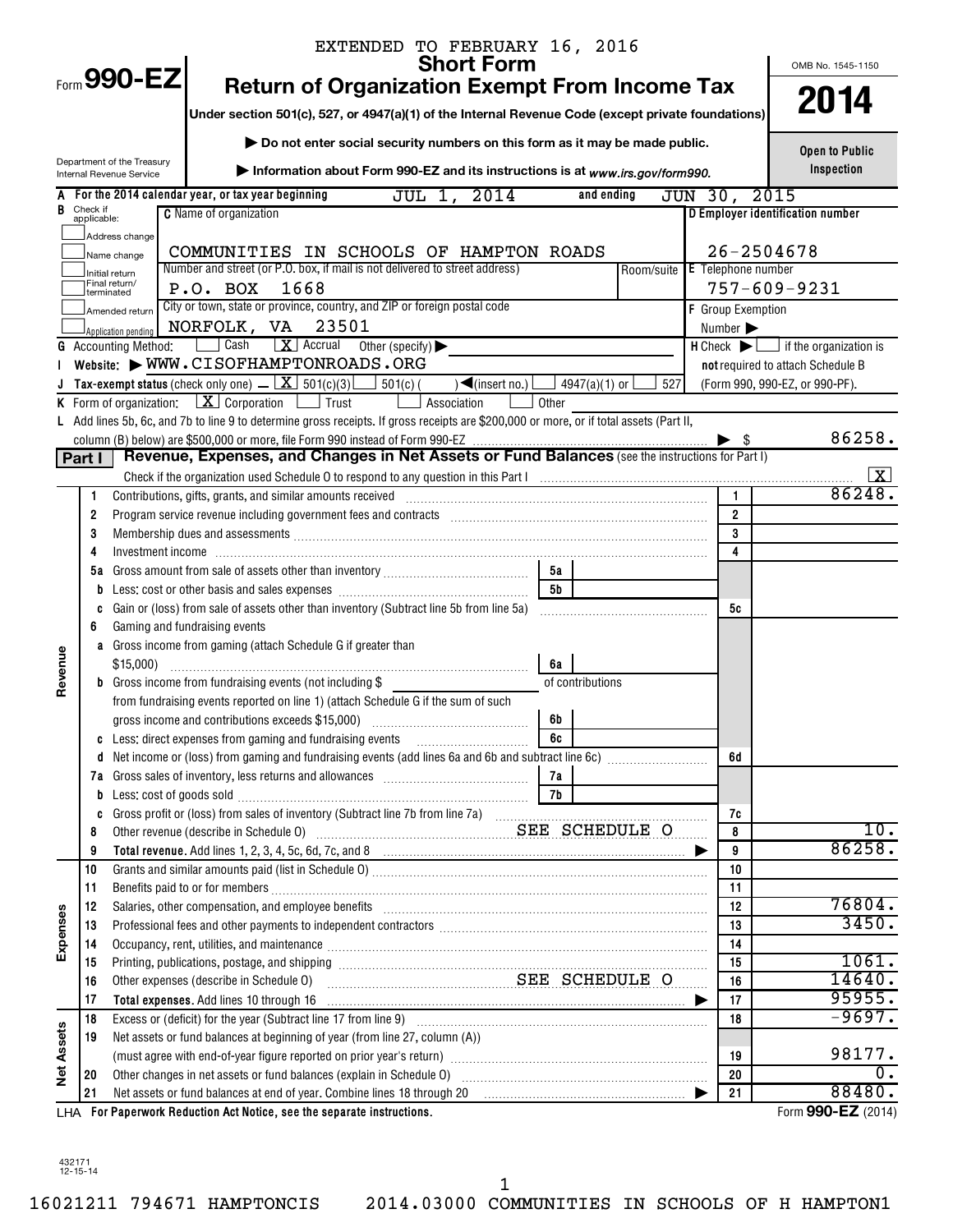EXTENDED TO FEBRUARY 16, 2016

# Form 990-EZ

## Short Form
## Return of Organization Exempt From Income Tax

**Under section 501(c), 527, or 4947(a)(1) of the Internal Revenue Code (except private foundations)**

▶ Do not enter social security numbers on this form as it may be made public.

▶ Information about Form 990-EZ and its instructions is at www.irs.gov/form990.

Department of the Treasury
Internal Revenue Service

OMB No. 1545-1150

**2014**

**Open to Public Inspection**

**A** For the 2014 calendar year, or tax year beginning JUL 1, 2014 and ending JUN 30, 2015

**B** Check if applicable:
- Address change
- Name change
- Initial return
- Final return/terminated
- Amended return
- Application pending

**C** Name of organization: COMMUNITIES IN SCHOOLS OF HAMPTON ROADS

Number and street (or P.O. box, if mail is not delivered to street address): P.O. BOX 1668 — Room/suite

City or town, state or province, country, and ZIP or foreign postal code: NORFOLK, VA 23501

**D** Employer identification number: 26-2504678

**E** Telephone number: 757-609-9231

**F** Group Exemption Number ▶

**G** Accounting Method: ☐ Cash ☒ Accrual ☐ Other (specify) ▶

**H** Check ▶ ☐ if the organization is **not** required to attach Schedule B (Form 990, 990-EZ, or 990-PF).

**I** Website: ▶ WWW.CISOFHAMPTONROADS.ORG

**J** Tax-exempt status (check only one) – ☒ 501(c)(3) ☐ 501(c)( ) ◀(insert no.) ☐ 4947(a)(1) or ☐ 527

**K** Form of organization: ☒ Corporation ☐ Trust ☐ Association ☐ Other

**L** Add lines 5b, 6c, and 7b to line 9 to determine gross receipts. If gross receipts are $200,000 or more, or if total assets (Part II, column (B) below) are $500,000 or more, file Form 990 instead of Form 990-EZ ▶ $ 86258.

## Part I — Revenue, Expenses, and Changes in Net Assets or Fund Balances (see the instructions for Part I)

Check if the organization used Schedule O to respond to any question in this Part I ☒

| Section | Line | Description | Sub-line | Sub-amount | Line | Amount |
|---|---|---|---|---|---|---|
| Revenue | 1 | Contributions, gifts, grants, and similar amounts received | | | 1 | 86248. |
| | 2 | Program service revenue including government fees and contracts | | | 2 | |
| | 3 | Membership dues and assessments | | | 3 | |
| | 4 | Investment income | | | 4 | |
| | 5a | Gross amount from sale of assets other than inventory | 5a | | | |
| | b | Less: cost or other basis and sales expenses | 5b | | | |
| | c | Gain or (loss) from sale of assets other than inventory (Subtract line 5b from line 5a) | | | 5c | |
| | 6 | Gaming and fundraising events | | | | |
| | a | Gross income from gaming (attach Schedule G if greater than $15,000) | 6a | | | |
| | b | Gross income from fundraising events (not including $ of contributions from fundraising events reported on line 1) (attach Schedule G if the sum of such gross income and contributions exceeds $15,000) | 6b | | | |
| | c | Less: direct expenses from gaming and fundraising events | 6c | | | |
| | d | Net income or (loss) from gaming and fundraising events (add lines 6a and 6b and subtract line 6c) | | | 6d | |
| | 7a | Gross sales of inventory, less returns and allowances | 7a | | | |
| | b | Less: cost of goods sold | 7b | | | |
| | c | Gross profit or (loss) from sales of inventory (Subtract line 7b from line 7a) | | | 7c | |
| | 8 | Other revenue (describe in Schedule O) SEE SCHEDULE O | | | 8 | 10. |
| | 9 | **Total revenue.** Add lines 1, 2, 3, 4, 5c, 6d, 7c, and 8 ▶ | | | 9 | 86258. |
| Expenses | 10 | Grants and similar amounts paid (list in Schedule O) | | | 10 | |
| | 11 | Benefits paid to or for members | | | 11 | |
| | 12 | Salaries, other compensation, and employee benefits | | | 12 | 76804. |
| | 13 | Professional fees and other payments to independent contractors | | | 13 | 3450. |
| | 14 | Occupancy, rent, utilities, and maintenance | | | 14 | |
| | 15 | Printing, publications, postage, and shipping | | | 15 | 1061. |
| | 16 | Other expenses (describe in Schedule O) SEE SCHEDULE O | | | 16 | 14640. |
| | 17 | **Total expenses.** Add lines 10 through 16 ▶ | | | 17 | 95955. |
| Net Assets | 18 | Excess or (deficit) for the year (Subtract line 17 from line 9) | | | 18 | -9697. |
| | 19 | Net assets or fund balances at beginning of year (from line 27, column (A)) (must agree with end-of-year figure reported on prior year's return) | | | 19 | 98177. |
| | 20 | Other changes in net assets or fund balances (explain in Schedule O) | | | 20 | 0. |
| | 21 | Net assets or fund balances at end of year. Combine lines 18 through 20 ▶ | | | 21 | 88480. |

LHA For Paperwork Reduction Act Notice, see the separate instructions. Form **990-EZ** (2014)

432171
12-15-14

16021211 794671 HAMPTONCIS 2014.03000 COMMUNITIES IN SCHOOLS OF H HAMPTON1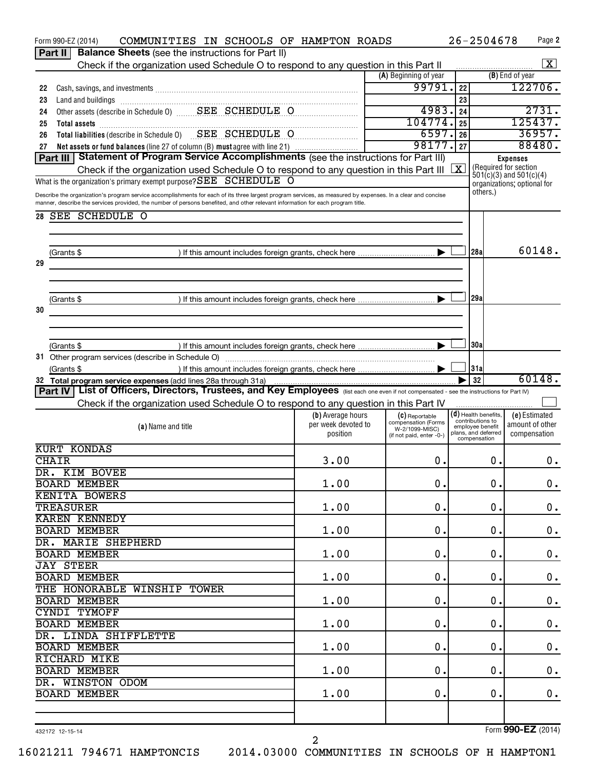Form 990-EZ (2014) COMMUNITIES IN SCHOOLS OF HAMPTON ROADS 26-2504678 Page **2**

**Part II** **Balance Sheets** (see the instructions for Part II)

Check if the organization used Schedule O to respond to any question in this Part II [X]

| | | (A) Beginning of year | | (B) End of year |
|---|---|---|---|---|
| 22 | Cash, savings, and investments | 99791. | 22 | 122706. |
| 23 | Land and buildings | | 23 | |
| 24 | Other assets (describe in Schedule O) SEE SCHEDULE O | 4983. | 24 | 2731. |
| 25 | **Total assets** | 104774. | 25 | 125437. |
| 26 | **Total liabilities** (describe in Schedule O) SEE SCHEDULE O | 6597. | 26 | 36957. |
| 27 | **Net assets or fund balances** (line 27 of column (B) **must** agree with line 21) | 98177. | 27 | 88480. |

**Part III** **Statement of Program Service Accomplishments** (see the instructions for Part III)

Check if the organization used Schedule O to respond to any question in this Part III [X]

What is the organization's primary exempt purpose? SEE SCHEDULE O

Describe the organization's program service accomplishments for each of its three largest program services, as measured by expenses. In a clear and concise manner, describe the services provided, the number of persons benefited, and other relevant information for each program title.

**Expenses** (Required for section 501(c)(3) and 501(c)(4) organizations; optional for others.)

| | | | |
|---|---|---|---|
| 28 | SEE SCHEDULE O | | |
| | (Grants $ ) If this amount includes foreign grants, check here [ ] | 28a | 60148. |
| 29 | | | |
| | (Grants $ ) If this amount includes foreign grants, check here [ ] | 29a | |
| 30 | | | |
| | (Grants $ ) If this amount includes foreign grants, check here [ ] | 30a | |
| 31 | Other program services (describe in Schedule O) | | |
| | (Grants $ ) If this amount includes foreign grants, check here [ ] | 31a | |
| 32 | **Total program service expenses** (add lines 28a through 31a) | 32 | 60148. |

**Part IV** **List of Officers, Directors, Trustees, and Key Employees** (list each one even if not compensated - see the instructions for Part IV)

Check if the organization used Schedule O to respond to any question in this Part IV [ ]

| (a) Name and title | (b) Average hours per week devoted to position | (c) Reportable compensation (Forms W-2/1099-MISC) (if not paid, enter -0-) | (d) Health benefits, contributions to employee benefit plans, and deferred compensation | (e) Estimated amount of other compensation |
|---|---|---|---|---|
| KURT KONDAS<br>CHAIR | 3.00 | 0. | 0. | 0. |
| DR. KIM BOVEE<br>BOARD MEMBER | 1.00 | 0. | 0. | 0. |
| KENITA BOWERS<br>TREASURER | 1.00 | 0. | 0. | 0. |
| KAREN KENNEDY<br>BOARD MEMBER | 1.00 | 0. | 0. | 0. |
| DR. MARIE SHEPHERD<br>BOARD MEMBER | 1.00 | 0. | 0. | 0. |
| JAY STEER<br>BOARD MEMBER | 1.00 | 0. | 0. | 0. |
| THE HONORABLE WINSHIP TOWER<br>BOARD MEMBER | 1.00 | 0. | 0. | 0. |
| CYNDI TYMOFF<br>BOARD MEMBER | 1.00 | 0. | 0. | 0. |
| DR. LINDA SHIFFLETTE<br>BOARD MEMBER | 1.00 | 0. | 0. | 0. |
| RICHARD MIKE<br>BOARD MEMBER | 1.00 | 0. | 0. | 0. |
| DR. WINSTON ODOM<br>BOARD MEMBER | 1.00 | 0. | 0. | 0. |

432172 12-15-14 Form **990-EZ** (2014)

16021211 794671 HAMPTONCIS 2014.03000 COMMUNITIES IN SCHOOLS OF H HAMPTON1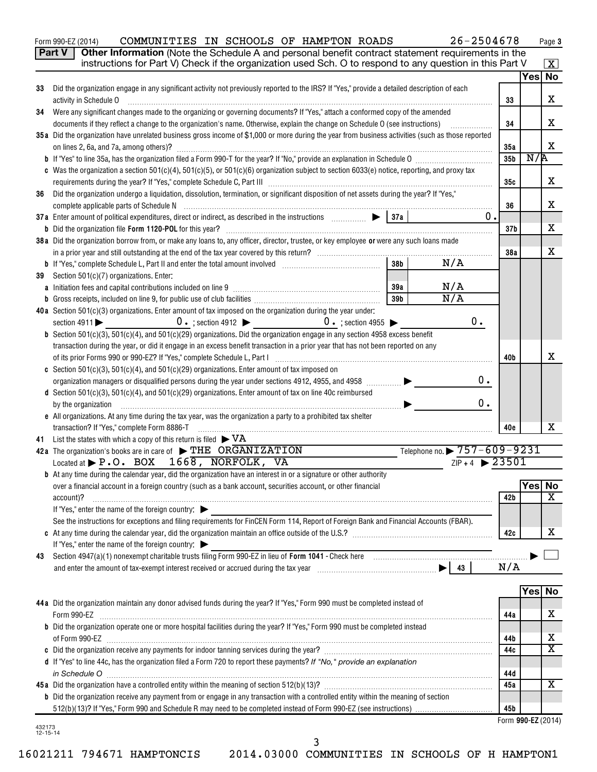Form 990-EZ (2014) COMMUNITIES IN SCHOOLS OF HAMPTON ROADS 26-2504678

**Part V** **Other Information** (Note the Schedule A and personal benefit contract statement requirements in the instructions for Part V) Check if the organization used Sch. O to respond to any question in this Part V [X]

| | | | Yes | No |
|---|---|---|---|---|
| 33 | Did the organization engage in any significant activity not previously reported to the IRS? If "Yes," provide a detailed description of each activity in Schedule O | 33 | | X |
| 34 | Were any significant changes made to the organizing or governing documents? If "Yes," attach a conformed copy of the amended documents if they reflect a change to the organization's name. Otherwise, explain the change on Schedule O (see instructions) | 34 | | X |
| 35a | Did the organization have unrelated business gross income of $1,000 or more during the year from business activities (such as those reported on lines 2, 6a, and 7a, among others)? | 35a | | X |
| b | If "Yes" to line 35a, has the organization filed a Form 990-T for the year? If "No," provide an explanation in Schedule O | 35b | N/A | |
| c | Was the organization a section 501(c)(4), 501(c)(5), or 501(c)(6) organization subject to section 6033(e) notice, reporting, and proxy tax requirements during the year? If "Yes," complete Schedule C, Part III | 35c | | X |
| 36 | Did the organization undergo a liquidation, dissolution, termination, or significant disposition of net assets during the year? If "Yes," complete applicable parts of Schedule N | 36 | | X |
| 37a | Enter amount of political expenditures, direct or indirect, as described in the instructions ▶ 37a 0. | | | |
| b | Did the organization file **Form 1120-POL** for this year? | 37b | | X |
| 38a | Did the organization borrow from, or make any loans to, any officer, director, trustee, or key employee **or** were any such loans made in a prior year and still outstanding at the end of the tax year covered by this return? | 38a | | X |
| b | If "Yes," complete Schedule L, Part II and enter the total amount involved 38b N/A | | | |
| 39 | Section 501(c)(7) organizations. Enter: | | | |
| a | Initiation fees and capital contributions included on line 9 39a N/A | | | |
| b | Gross receipts, included on line 9, for public use of club facilities 39b N/A | | | |
| 40a | Section 501(c)(3) organizations. Enter amount of tax imposed on the organization during the year under: section 4911 ▶ 0. ; section 4912 ▶ 0. ; section 4955 ▶ 0. | | | |
| b | Section 501(c)(3), 501(c)(4), and 501(c)(29) organizations. Did the organization engage in any section 4958 excess benefit transaction during the year, or did it engage in an excess benefit transaction in a prior year that has not been reported on any of its prior Forms 990 or 990-EZ? If "Yes," complete Schedule L, Part I | 40b | | X |
| c | Section 501(c)(3), 501(c)(4), and 501(c)(29) organizations. Enter amount of tax imposed on organization managers or disqualified persons during the year under sections 4912, 4955, and 4958 ▶ 0. | | | |
| d | Section 501(c)(3), 501(c)(4), and 501(c)(29) organizations. Enter amount of tax on line 40c reimbursed by the organization ▶ 0. | | | |
| e | All organizations. At any time during the tax year, was the organization a party to a prohibited tax shelter transaction? If "Yes," complete Form 8886-T | 40e | | X |

41 List the states with which a copy of this return is filed ▶ VA

42a The organization's books are in care of ▶ THE ORGANIZATION Telephone no. ▶ 757-609-9231
Located at ▶ P.O. BOX 1668, NORFOLK, VA ZIP + 4 ▶ 23501

| | | | Yes | No |
|---|---|---|---|---|
| b | At any time during the calendar year, did the organization have an interest in or a signature or other authority over a financial account in a foreign country (such as a bank account, securities account, or other financial account)? If "Yes," enter the name of the foreign country: ▶ See the instructions for exceptions and filing requirements for FinCEN Form 114, Report of Foreign Bank and Financial Accounts (FBAR). | 42b | | X |
| c | At any time during the calendar year, did the organization maintain an office outside of the U.S.? If "Yes," enter the name of the foreign country: ▶ | 42c | | X |

43 Section 4947(a)(1) nonexempt charitable trusts filing Form 990-EZ in lieu of **Form 1041** - Check here ▶ [ ] and enter the amount of tax-exempt interest received or accrued during the tax year ▶ 43 N/A

| | | | Yes | No |
|---|---|---|---|---|
| 44a | Did the organization maintain any donor advised funds during the year? If "Yes," Form 990 must be completed instead of Form 990-EZ | 44a | | X |
| b | Did the organization operate one or more hospital facilities during the year? If "Yes," Form 990 must be completed instead of Form 990-EZ | 44b | | X |
| c | Did the organization receive any payments for indoor tanning services during the year? | 44c | | X |
| d | If "Yes" to line 44c, has the organization filed a Form 720 to report these payments? *If "No," provide an explanation in Schedule O* | 44d | | |
| 45a | Did the organization have a controlled entity within the meaning of section 512(b)(13)? | 45a | | X |
| b | Did the organization receive any payment from or engage in any transaction with a controlled entity within the meaning of section 512(b)(13)? If "Yes," Form 990 and Schedule R may need to be completed instead of Form 990-EZ (see instructions) | 45b | | |

Form **990-EZ** (2014)

432173 12-15-14

16021211 794671 HAMPTONCIS 2014.03000 COMMUNITIES IN SCHOOLS OF H HAMPTON1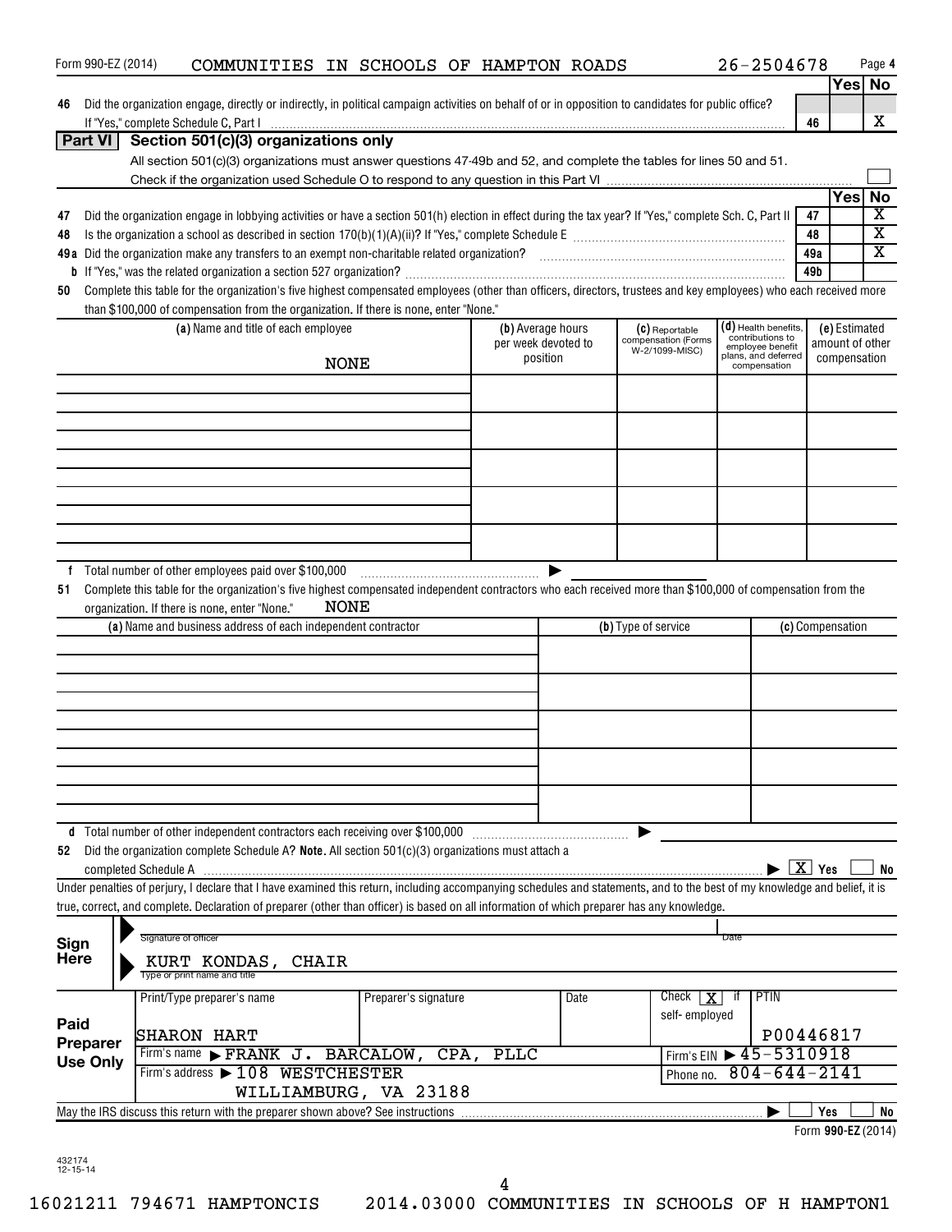Form 990-EZ (2014) COMMUNITIES IN SCHOOLS OF HAMPTON ROADS 26-2504678

| | | | Yes | No |
|---|---|---|---|---|
| **46** | Did the organization engage, directly or indirectly, in political campaign activities on behalf of or in opposition to candidates for public office? If "Yes," complete Schedule C, Part I | 46 | | X |

**Part VI — Section 501(c)(3) organizations only**

All section 501(c)(3) organizations must answer questions 47-49b and 52, and complete the tables for lines 50 and 51.

Check if the organization used Schedule O to respond to any question in this Part VI ☐

| | | | Yes | No |
|---|---|---|---|---|
| **47** | Did the organization engage in lobbying activities or have a section 501(h) election in effect during the tax year? If "Yes," complete Sch. C, Part II | 47 | | X |
| **48** | Is the organization a school as described in section 170(b)(1)(A)(ii)? If "Yes," complete Schedule E | 48 | | X |
| **49a** | Did the organization make any transfers to an exempt non-charitable related organization? | 49a | | X |
| **b** | If "Yes," was the related organization a section 527 organization? | 49b | | |

**50** Complete this table for the organization's five highest compensated employees (other than officers, directors, trustees and key employees) who each received more than $100,000 of compensation from the organization. If there is none, enter "None."

| (a) Name and title of each employee | (b) Average hours per week devoted to position | (c) Reportable compensation (Forms W-2/1099-MISC) | (d) Health benefits, contributions to employee benefit plans, and deferred compensation | (e) Estimated amount of other compensation |
|---|---|---|---|---|
| NONE | | | | |

**f** Total number of other employees paid over $100,000 ▶

**51** Complete this table for the organization's five highest compensated independent contractors who each received more than $100,000 of compensation from the organization. If there is none, enter "None." NONE

| (a) Name and business address of each independent contractor | (b) Type of service | (c) Compensation |
|---|---|---|
| | | |

**d** Total number of other independent contractors each receiving over $100,000 ▶

**52** Did the organization complete Schedule A? **Note.** All section 501(c)(3) organizations must attach a completed Schedule A ▶ ☒ Yes ☐ No

Under penalties of perjury, I declare that I have examined this return, including accompanying schedules and statements, and to the best of my knowledge and belief, it is true, correct, and complete. Declaration of preparer (other than officer) is based on all information of which preparer has any knowledge.

**Sign Here**

Signature of officer ▶ Date

KURT KONDAS, CHAIR
Type or print name and title

**Paid Preparer Use Only**

| Print/Type preparer's name | Preparer's signature | Date | Check ☒ if self-employed | PTIN |
|---|---|---|---|---|
| SHARON HART | | | | P00446817 |

Firm's name ▶ FRANK J. BARCALOW, CPA, PLLC — Firm's EIN ▶ 45-5310918

Firm's address ▶ 108 WESTCHESTER WILLIAMBURG, VA 23188 — Phone no. 804-644-2141

May the IRS discuss this return with the preparer shown above? See instructions ▶ ☐ Yes ☐ No

Form **990-EZ** (2014)

432174 12-15-14

16021211 794671 HAMPTONCIS 2014.03000 COMMUNITIES IN SCHOOLS OF H HAMPTON1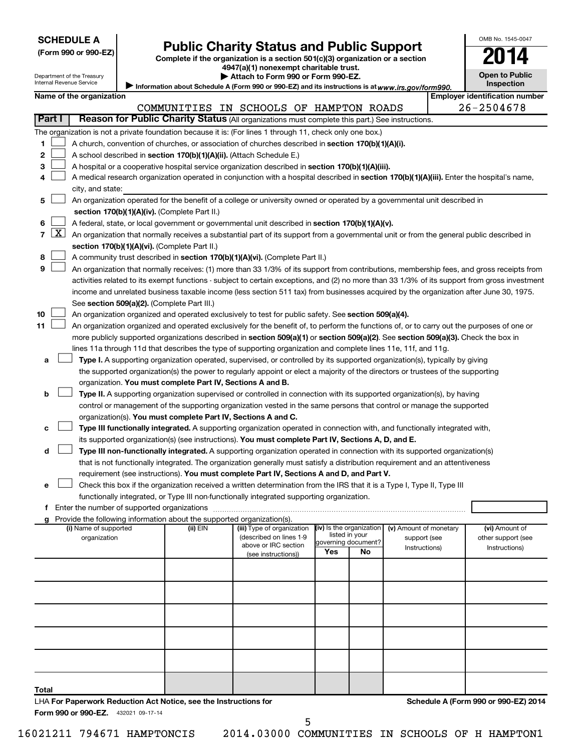**SCHEDULE A**
**(Form 990 or 990-EZ)**

Department of the Treasury
Internal Revenue Service

# Public Charity Status and Public Support

**Complete if the organization is a section 501(c)(3) organization or a section 4947(a)(1) nonexempt charitable trust.**
**▶ Attach to Form 990 or Form 990-EZ.**
▶ Information about Schedule A (Form 990 or 990-EZ) and its instructions is at *www.irs.gov/form990.*

OMB No. 1545-0047
**2014**
**Open to Public Inspection**

**Name of the organization:** COMMUNITIES IN SCHOOLS OF HAMPTON ROADS
**Employer identification number:** 26-2504678

**Part I** **Reason for Public Charity Status** (All organizations must complete this part.) See instructions.

The organization is not a private foundation because it is: (For lines 1 through 11, check only one box.)

1. [ ] A church, convention of churches, or association of churches described in **section 170(b)(1)(A)(i).**
2. [ ] A school described in **section 170(b)(1)(A)(ii).** (Attach Schedule E.)
3. [ ] A hospital or a cooperative hospital service organization described in **section 170(b)(1)(A)(iii).**
4. [ ] A medical research organization operated in conjunction with a hospital described in **section 170(b)(1)(A)(iii).** Enter the hospital's name, city, and state: ______
5. [ ] An organization operated for the benefit of a college or university owned or operated by a governmental unit described in **section 170(b)(1)(A)(iv).** (Complete Part II.)
6. [ ] A federal, state, or local government or governmental unit described in **section 170(b)(1)(A)(v).**
7. [X] An organization that normally receives a substantial part of its support from a governmental unit or from the general public described in **section 170(b)(1)(A)(vi).** (Complete Part II.)
8. [ ] A community trust described in **section 170(b)(1)(A)(vi).** (Complete Part II.)
9. [ ] An organization that normally receives: (1) more than 33 1/3% of its support from contributions, membership fees, and gross receipts from activities related to its exempt functions - subject to certain exceptions, and (2) no more than 33 1/3% of its support from gross investment income and unrelated business taxable income (less section 511 tax) from businesses acquired by the organization after June 30, 1975. See **section 509(a)(2).** (Complete Part III.)
10. [ ] An organization organized and operated exclusively to test for public safety. See **section 509(a)(4).**
11. [ ] An organization organized and operated exclusively for the benefit of, to perform the functions of, or to carry out the purposes of one or more publicly supported organizations described in **section 509(a)(1)** or **section 509(a)(2).** See **section 509(a)(3).** Check the box in lines 11a through 11d that describes the type of supporting organization and complete lines 11e, 11f, and 11g.
   - **a** [ ] **Type I.** A supporting organization operated, supervised, or controlled by its supported organization(s), typically by giving the supported organization(s) the power to regularly appoint or elect a majority of the directors or trustees of the supporting organization. **You must complete Part IV, Sections A and B.**
   - **b** [ ] **Type II.** A supporting organization supervised or controlled in connection with its supported organization(s), by having control or management of the supporting organization vested in the same persons that control or manage the supported organization(s). **You must complete Part IV, Sections A and C.**
   - **c** [ ] **Type III functionally integrated.** A supporting organization operated in connection with, and functionally integrated with, its supported organization(s) (see instructions). **You must complete Part IV, Sections A, D, and E.**
   - **d** [ ] **Type III non-functionally integrated.** A supporting organization operated in connection with its supported organization(s) that is not functionally integrated. The organization generally must satisfy a distribution requirement and an attentiveness requirement (see instructions). **You must complete Part IV, Sections A and D, and Part V.**
   - **e** [ ] Check this box if the organization received a written determination from the IRS that it is a Type I, Type II, Type III functionally integrated, or Type III non-functionally integrated supporting organization.
   - **f** Enter the number of supported organizations ______
   - **g** Provide the following information about the supported organization(s).

| (i) Name of supported organization | (ii) EIN | (iii) Type of organization (described on lines 1-9 above or IRC section (see instructions)) | (iv) Is the organization listed in your governing document? Yes | No | (v) Amount of monetary support (see Instructions) | (vi) Amount of other support (see Instructions) |
|---|---|---|---|---|---|---|
| | | | | | | |
| | | | | | | |
| | | | | | | |
| | | | | | | |
| | | | | | | |
| Total | | | | | | |

LHA **For Paperwork Reduction Act Notice, see the Instructions for Form 990 or 990-EZ.** 432021 09-17-14

**Schedule A (Form 990 or 990-EZ) 2014**

16021211 794671 HAMPTONCIS 2014.03000 COMMUNITIES IN SCHOOLS OF H HAMPTON1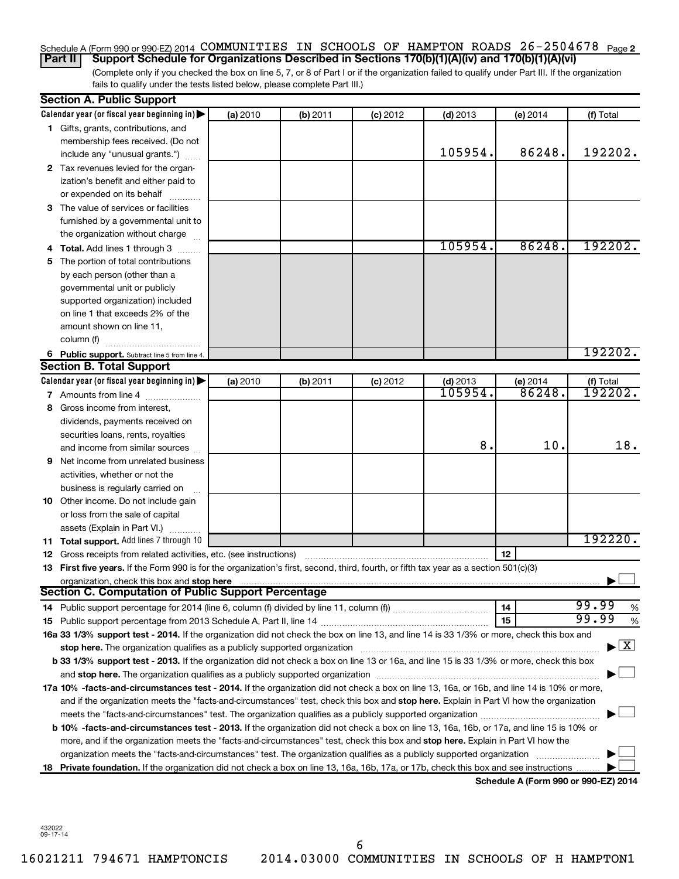Schedule A (Form 990 or 990-EZ) 2014 COMMUNITIES IN SCHOOLS OF HAMPTON ROADS 26-2504678 Page 2

**Part II | Support Schedule for Organizations Described in Sections 170(b)(1)(A)(iv) and 170(b)(1)(A)(vi)**

(Complete only if you checked the box on line 5, 7, or 8 of Part I or if the organization failed to qualify under Part III. If the organization fails to qualify under the tests listed below, please complete Part III.)

**Section A. Public Support**

| Calendar year (or fiscal year beginning in) ▶ | (a) 2010 | (b) 2011 | (c) 2012 | (d) 2013 | (e) 2014 | (f) Total |
|---|---|---|---|---|---|---|
| **1** Gifts, grants, contributions, and membership fees received. (Do not include any "unusual grants.") | | | | 105954. | 86248. | 192202. |
| **2** Tax revenues levied for the organization's benefit and either paid to or expended on its behalf | | | | | | |
| **3** The value of services or facilities furnished by a governmental unit to the organization without charge | | | | | | |
| **4 Total.** Add lines 1 through 3 | | | | 105954. | 86248. | 192202. |
| **5** The portion of total contributions by each person (other than a governmental unit or publicly supported organization) included on line 1 that exceeds 2% of the amount shown on line 11, column (f) | | | | | | |
| **6 Public support.** Subtract line 5 from line 4. | | | | | | 192202. |

**Section B. Total Support**

| Calendar year (or fiscal year beginning in) ▶ | (a) 2010 | (b) 2011 | (c) 2012 | (d) 2013 | (e) 2014 | (f) Total |
|---|---|---|---|---|---|---|
| **7** Amounts from line 4 | | | | 105954. | 86248. | 192202. |
| **8** Gross income from interest, dividends, payments received on securities loans, rents, royalties and income from similar sources | | | | 8. | 10. | 18. |
| **9** Net income from unrelated business activities, whether or not the business is regularly carried on | | | | | | |
| **10** Other income. Do not include gain or loss from the sale of capital assets (Explain in Part VI.) | | | | | | |
| **11 Total support.** Add lines 7 through 10 | | | | | | 192220. |

**12** Gross receipts from related activities, etc. (see instructions) | **12** |

**13 First five years.** If the Form 990 is for the organization's first, second, third, fourth, or fifth tax year as a section 501(c)(3) organization, check this box and **stop here** ▶ ☐

**Section C. Computation of Public Support Percentage**

**14** Public support percentage for 2014 (line 6, column (f) divided by line 11, column (f)) | **14** | 99.99 %

**15** Public support percentage from 2013 Schedule A, Part II, line 14 | **15** | 99.99 %

**16a 33 1/3% support test - 2014.** If the organization did not check the box on line 13, and line 14 is 33 1/3% or more, check this box and **stop here.** The organization qualifies as a publicly supported organization ▶ ☒

**b 33 1/3% support test - 2013.** If the organization did not check a box on line 13 or 16a, and line 15 is 33 1/3% or more, check this box and **stop here.** The organization qualifies as a publicly supported organization ▶ ☐

**17a 10% -facts-and-circumstances test - 2014.** If the organization did not check a box on line 13, 16a, or 16b, and line 14 is 10% or more, and if the organization meets the "facts-and-circumstances" test, check this box and **stop here.** Explain in Part VI how the organization meets the "facts-and-circumstances" test. The organization qualifies as a publicly supported organization ▶ ☐

**b 10% -facts-and-circumstances test - 2013.** If the organization did not check a box on line 13, 16a, 16b, or 17a, and line 15 is 10% or more, and if the organization meets the "facts-and-circumstances" test, check this box and **stop here.** Explain in Part VI how the organization meets the "facts-and-circumstances" test. The organization qualifies as a publicly supported organization ▶ ☐

**18 Private foundation.** If the organization did not check a box on line 13, 16a, 16b, 17a, or 17b, check this box and see instructions ▶ ☐

**Schedule A (Form 990 or 990-EZ) 2014**

432022
09-17-14

16021211 794671 HAMPTONCIS 2014.03000 COMMUNITIES IN SCHOOLS OF H HAMPTON1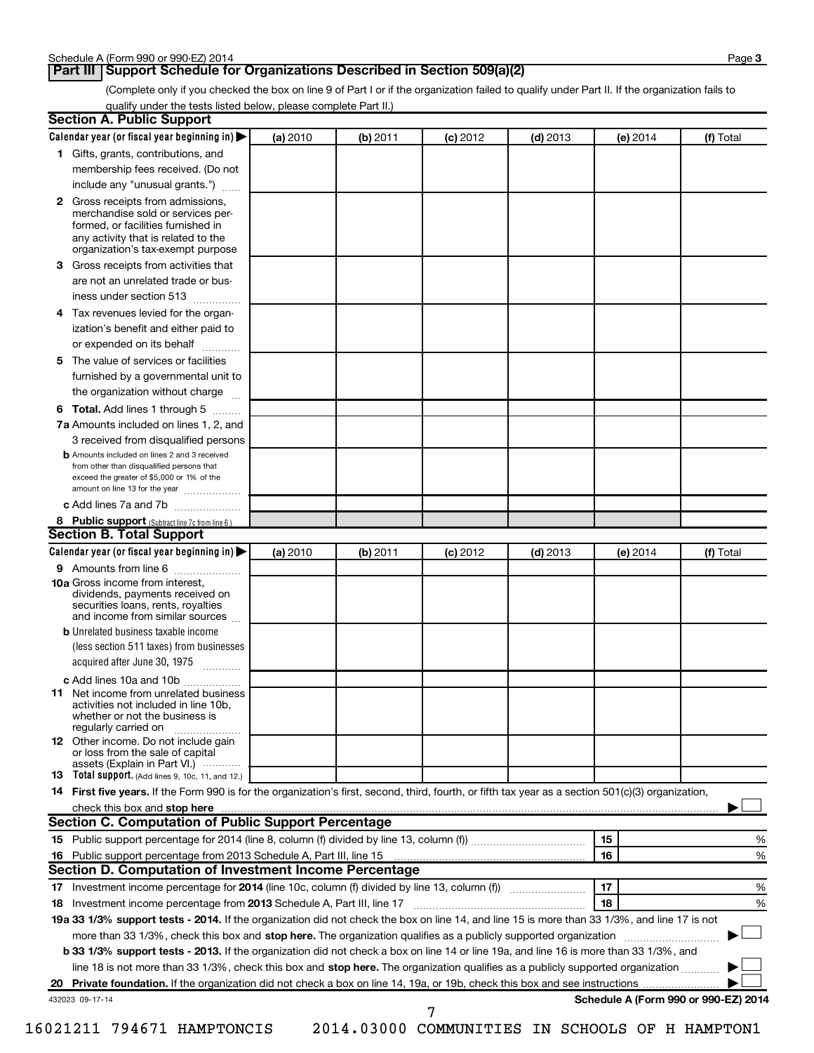## Part III Support Schedule for Organizations Described in Section 509(a)(2)

(Complete only if you checked the box on line 9 of Part I or if the organization failed to qualify under Part II. If the organization fails to qualify under the tests listed below, please complete Part II.)

### Section A. Public Support

| Calendar year (or fiscal year beginning in) ▶ | (a) 2010 | (b) 2011 | (c) 2012 | (d) 2013 | (e) 2014 | (f) Total |
|---|---|---|---|---|---|---|
| 1 Gifts, grants, contributions, and membership fees received. (Do not include any "unusual grants.") | | | | | | |
| 2 Gross receipts from admissions, merchandise sold or services performed, or facilities furnished in any activity that is related to the organization's tax-exempt purpose | | | | | | |
| 3 Gross receipts from activities that are not an unrelated trade or business under section 513 | | | | | | |
| 4 Tax revenues levied for the organization's benefit and either paid to or expended on its behalf | | | | | | |
| 5 The value of services or facilities furnished by a governmental unit to the organization without charge | | | | | | |
| 6 **Total.** Add lines 1 through 5 | | | | | | |
| 7a Amounts included on lines 1, 2, and 3 received from disqualified persons | | | | | | |
| b Amounts included on lines 2 and 3 received from other than disqualified persons that exceed the greater of $5,000 or 1% of the amount on line 13 for the year | | | | | | |
| c Add lines 7a and 7b | | | | | | |
| 8 **Public support** (Subtract line 7c from line 6.) | | | | | | |

### Section B. Total Support

| Calendar year (or fiscal year beginning in) ▶ | (a) 2010 | (b) 2011 | (c) 2012 | (d) 2013 | (e) 2014 | (f) Total |
|---|---|---|---|---|---|---|
| 9 Amounts from line 6 | | | | | | |
| 10a Gross income from interest, dividends, payments received on securities loans, rents, royalties and income from similar sources | | | | | | |
| b Unrelated business taxable income (less section 511 taxes) from businesses acquired after June 30, 1975 | | | | | | |
| c Add lines 10a and 10b | | | | | | |
| 11 Net income from unrelated business activities not included in line 10b, whether or not the business is regularly carried on | | | | | | |
| 12 Other income. Do not include gain or loss from the sale of capital assets (Explain in Part VI.) | | | | | | |
| 13 **Total support.** (Add lines 9, 10c, 11, and 12.) | | | | | | |

14 **First five years.** If the Form 990 is for the organization's first, second, third, fourth, or fifth tax year as a section 501(c)(3) organization, check this box and **stop here** ▶ ☐

### Section C. Computation of Public Support Percentage

| | | | |
|---|---|---|---|
| 15 | Public support percentage for 2014 (line 8, column (f) divided by line 13, column (f)) | 15 | % |
| 16 | Public support percentage from 2013 Schedule A, Part III, line 15 | 16 | % |

### Section D. Computation of Investment Income Percentage

| | | | |
|---|---|---|---|
| 17 | Investment income percentage for **2014** (line 10c, column (f) divided by line 13, column (f)) | 17 | % |
| 18 | Investment income percentage from **2013** Schedule A, Part III, line 17 | 18 | % |

**19a 33 1/3% support tests - 2014.** If the organization did not check the box on line 14, and line 15 is more than 33 1/3%, and line 17 is not more than 33 1/3%, check this box and **stop here.** The organization qualifies as a publicly supported organization ▶ ☐

**b 33 1/3% support tests - 2013.** If the organization did not check a box on line 14 or line 19a, and line 16 is more than 33 1/3%, and line 18 is not more than 33 1/3%, check this box and **stop here.** The organization qualifies as a publicly supported organization ▶ ☐

**20 Private foundation.** If the organization did not check a box on line 14, 19a, or 19b, check this box and see instructions ▶ ☐

432023 09-17-14

**Schedule A (Form 990 or 990-EZ) 2014**

16021211 794671 HAMPTONCIS 2014.03000 COMMUNITIES IN SCHOOLS OF H HAMPTON1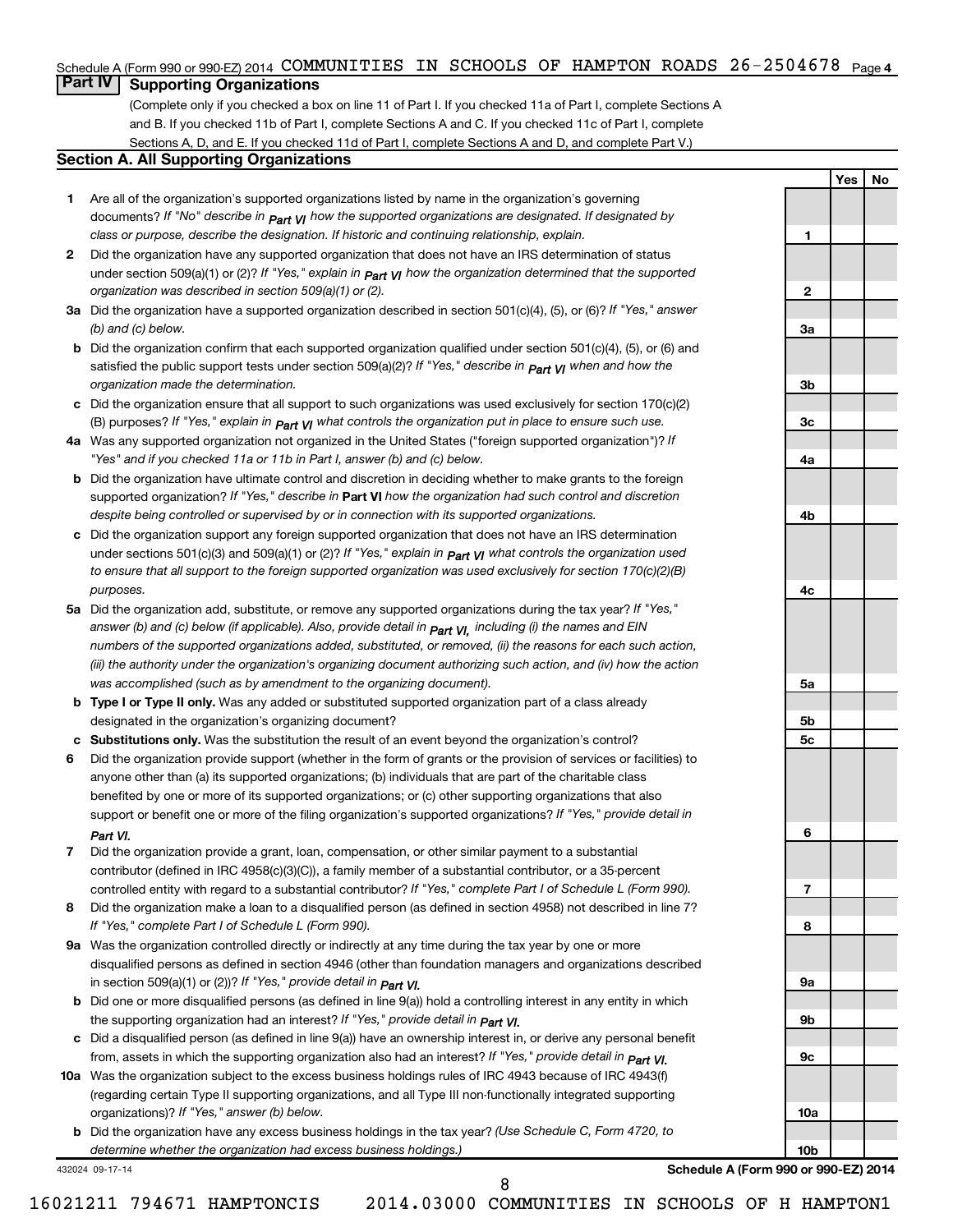Schedule A (Form 990 or 990-EZ) 2014 COMMUNITIES IN SCHOOLS OF HAMPTON ROADS 26-2504678

## Part IV Supporting Organizations

(Complete only if you checked a box on line 11 of Part I. If you checked 11a of Part I, complete Sections A and B. If you checked 11b of Part I, complete Sections A and C. If you checked 11c of Part I, complete Sections A, D, and E. If you checked 11d of Part I, complete Sections A and D, and complete Part V.)

### Section A. All Supporting Organizations

| | | Line | Yes | No |
|---|---|---|---|---|
| **1** | Are all of the organization's supported organizations listed by name in the organization's governing documents? *If "No" describe in* ***Part VI*** *how the supported organizations are designated. If designated by class or purpose, describe the designation. If historic and continuing relationship, explain.* | 1 | | |
| **2** | Did the organization have any supported organization that does not have an IRS determination of status under section 509(a)(1) or (2)? *If "Yes," explain in* ***Part VI*** *how the organization determined that the supported organization was described in section 509(a)(1) or (2).* | 2 | | |
| **3a** | Did the organization have a supported organization described in section 501(c)(4), (5), or (6)? *If "Yes," answer (b) and (c) below.* | 3a | | |
| **b** | Did the organization confirm that each supported organization qualified under section 501(c)(4), (5), or (6) and satisfied the public support tests under section 509(a)(2)? *If "Yes," describe in* ***Part VI*** *when and how the organization made the determination.* | 3b | | |
| **c** | Did the organization ensure that all support to such organizations was used exclusively for section 170(c)(2)(B) purposes? *If "Yes," explain in* ***Part VI*** *what controls the organization put in place to ensure such use.* | 3c | | |
| **4a** | Was any supported organization not organized in the United States ("foreign supported organization")? *If "Yes" and if you checked 11a or 11b in Part I, answer (b) and (c) below.* | 4a | | |
| **b** | Did the organization have ultimate control and discretion in deciding whether to make grants to the foreign supported organization? *If "Yes," describe in* **Part VI** *how the organization had such control and discretion despite being controlled or supervised by or in connection with its supported organizations.* | 4b | | |
| **c** | Did the organization support any foreign supported organization that does not have an IRS determination under sections 501(c)(3) and 509(a)(1) or (2)? *If "Yes," explain in* ***Part VI*** *what controls the organization used to ensure that all support to the foreign supported organization was used exclusively for section 170(c)(2)(B) purposes.* | 4c | | |
| **5a** | Did the organization add, substitute, or remove any supported organizations during the tax year? *If "Yes," answer (b) and (c) below (if applicable). Also, provide detail in* ***Part VI,*** *including (i) the names and EIN numbers of the supported organizations added, substituted, or removed, (ii) the reasons for each such action, (iii) the authority under the organization's organizing document authorizing such action, and (iv) how the action was accomplished (such as by amendment to the organizing document).* | 5a | | |
| **b** | **Type I or Type II only.** Was any added or substituted supported organization part of a class already designated in the organization's organizing document? | 5b | | |
| **c** | **Substitutions only.** Was the substitution the result of an event beyond the organization's control? | 5c | | |
| **6** | Did the organization provide support (whether in the form of grants or the provision of services or facilities) to anyone other than (a) its supported organizations; (b) individuals that are part of the charitable class benefited by one or more of its supported organizations; or (c) other supporting organizations that also support or benefit one or more of the filing organization's supported organizations? *If "Yes," provide detail in* ***Part VI.*** | 6 | | |
| **7** | Did the organization provide a grant, loan, compensation, or other similar payment to a substantial contributor (defined in IRC 4958(c)(3)(C)), a family member of a substantial contributor, or a 35-percent controlled entity with regard to a substantial contributor? *If "Yes," complete Part I of Schedule L (Form 990).* | 7 | | |
| **8** | Did the organization make a loan to a disqualified person (as defined in section 4958) not described in line 7? *If "Yes," complete Part I of Schedule L (Form 990).* | 8 | | |
| **9a** | Was the organization controlled directly or indirectly at any time during the tax year by one or more disqualified persons as defined in section 4946 (other than foundation managers and organizations described in section 509(a)(1) or (2))? *If "Yes," provide detail in* ***Part VI.*** | 9a | | |
| **b** | Did one or more disqualified persons (as defined in line 9(a)) hold a controlling interest in any entity in which the supporting organization had an interest? *If "Yes," provide detail in* ***Part VI.*** | 9b | | |
| **c** | Did a disqualified person (as defined in line 9(a)) have an ownership interest in, or derive any personal benefit from, assets in which the supporting organization also had an interest? *If "Yes," provide detail in* ***Part VI.*** | 9c | | |
| **10a** | Was the organization subject to the excess business holdings rules of IRC 4943 because of IRC 4943(f) (regarding certain Type II supporting organizations, and all Type III non-functionally integrated supporting organizations)? *If "Yes," answer (b) below.* | 10a | | |
| **b** | Did the organization have any excess business holdings in the tax year? *(Use Schedule C, Form 4720, to determine whether the organization had excess business holdings.)* | 10b | | |

432024 09-17-14 **Schedule A (Form 990 or 990-EZ) 2014**

16021211 794671 HAMPTONCIS 2014.03000 COMMUNITIES IN SCHOOLS OF H HAMPTON1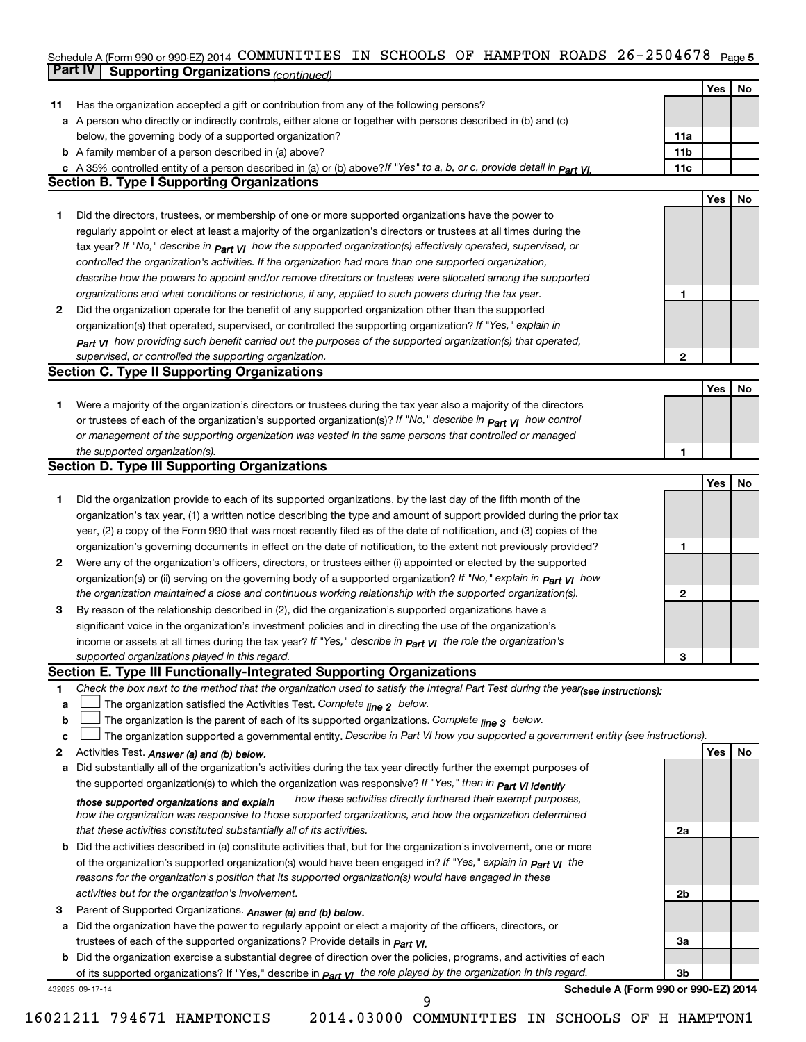Schedule A (Form 990 or 990-EZ) 2014 COMMUNITIES IN SCHOOLS OF HAMPTON ROADS 26-2504678 Page 5

## Part IV Supporting Organizations *(continued)*

| | | | Yes | No |
|---|---|---|---|---|
| 11 | Has the organization accepted a gift or contribution from any of the following persons? | | | |
| a | A person who directly or indirectly controls, either alone or together with persons described in (b) and (c) below, the governing body of a supported organization? | 11a | | |
| b | A family member of a person described in (a) above? | 11b | | |
| c | A 35% controlled entity of a person described in (a) or (b) above? *If "Yes" to a, b, or c, provide detail in Part VI.* | 11c | | |

### Section B. Type I Supporting Organizations

| | | | Yes | No |
|---|---|---|---|---|
| 1 | Did the directors, trustees, or membership of one or more supported organizations have the power to regularly appoint or elect at least a majority of the organization's directors or trustees at all times during the tax year? *If "No," describe in Part VI how the supported organization(s) effectively operated, supervised, or controlled the organization's activities. If the organization had more than one supported organization, describe how the powers to appoint and/or remove directors or trustees were allocated among the supported organizations and what conditions or restrictions, if any, applied to such powers during the tax year.* | 1 | | |
| 2 | Did the organization operate for the benefit of any supported organization other than the supported organization(s) that operated, supervised, or controlled the supporting organization? *If "Yes," explain in Part VI how providing such benefit carried out the purposes of the supported organization(s) that operated, supervised, or controlled the supporting organization.* | 2 | | |

### Section C. Type II Supporting Organizations

| | | | Yes | No |
|---|---|---|---|---|
| 1 | Were a majority of the organization's directors or trustees during the tax year also a majority of the directors or trustees of each of the organization's supported organization(s)? *If "No," describe in Part VI how control or management of the supporting organization was vested in the same persons that controlled or managed the supported organization(s).* | 1 | | |

### Section D. Type III Supporting Organizations

| | | | Yes | No |
|---|---|---|---|---|
| 1 | Did the organization provide to each of its supported organizations, by the last day of the fifth month of the organization's tax year, (1) a written notice describing the type and amount of support provided during the prior tax year, (2) a copy of the Form 990 that was most recently filed as of the date of notification, and (3) copies of the organization's governing documents in effect on the date of notification, to the extent not previously provided? | 1 | | |
| 2 | Were any of the organization's officers, directors, or trustees either (i) appointed or elected by the supported organization(s) or (ii) serving on the governing body of a supported organization? *If "No," explain in Part VI how the organization maintained a close and continuous working relationship with the supported organization(s).* | 2 | | |
| 3 | By reason of the relationship described in (2), did the organization's supported organizations have a significant voice in the organization's investment policies and in directing the use of the organization's income or assets at all times during the tax year? *If "Yes," describe in Part VI the role the organization's supported organizations played in this regard.* | 3 | | |

### Section E. Type III Functionally-Integrated Supporting Organizations

1 *Check the box next to the method that the organization used to satisfy the Integral Part Test during the year (see instructions):*

- a ☐ The organization satisfied the Activities Test. *Complete line 2 below.*
- b ☐ The organization is the parent of each of its supported organizations. *Complete line 3 below.*
- c ☐ The organization supported a governmental entity. *Describe in Part VI how you supported a government entity (see instructions).*

| | | | Yes | No |
|---|---|---|---|---|
| 2 | Activities Test. *Answer (a) and (b) below.* | | | |
| a | Did substantially all of the organization's activities during the tax year directly further the exempt purposes of the supported organization(s) to which the organization was responsive? *If "Yes," then in Part VI identify those supported organizations and explain how these activities directly furthered their exempt purposes, how the organization was responsive to those supported organizations, and how the organization determined that these activities constituted substantially all of its activities.* | 2a | | |
| b | Did the activities described in (a) constitute activities that, but for the organization's involvement, one or more of the organization's supported organization(s) would have been engaged in? *If "Yes," explain in Part VI the reasons for the organization's position that its supported organization(s) would have engaged in these activities but for the organization's involvement.* | 2b | | |
| 3 | Parent of Supported Organizations. *Answer (a) and (b) below.* | | | |
| a | Did the organization have the power to regularly appoint or elect a majority of the officers, directors, or trustees of each of the supported organizations? *Provide details in Part VI.* | 3a | | |
| b | Did the organization exercise a substantial degree of direction over the policies, programs, and activities of each of its supported organizations? If "Yes," describe in *Part VI the role played by the organization in this regard.* | 3b | | |

432025 09-17-14 **Schedule A (Form 990 or 990-EZ) 2014**

16021211 794671 HAMPTONCIS 2014.03000 COMMUNITIES IN SCHOOLS OF H HAMPTON1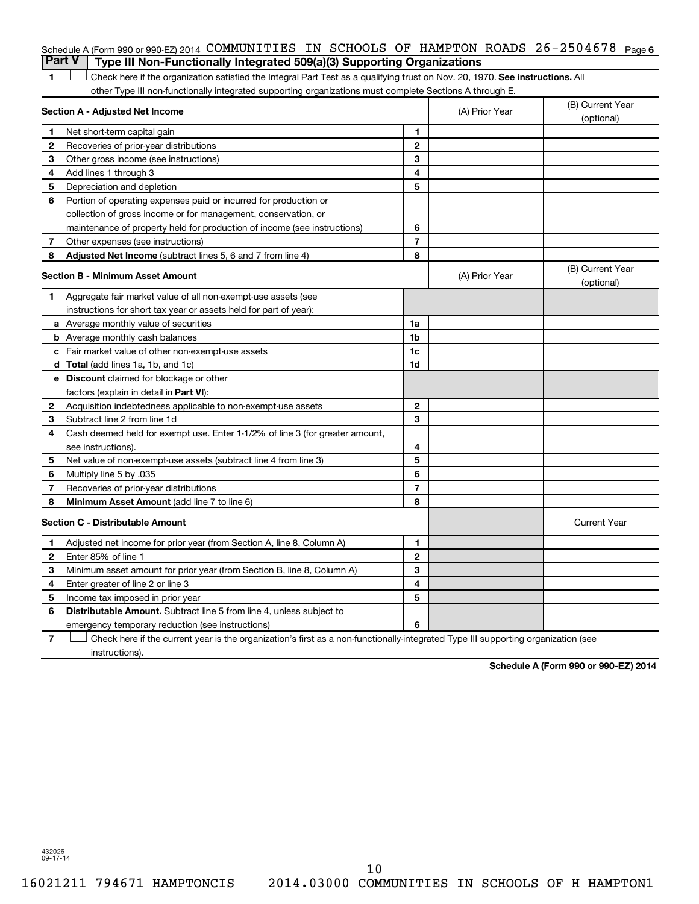Schedule A (Form 990 or 990-EZ) 2014 COMMUNITIES IN SCHOOLS OF HAMPTON ROADS 26-2504678 Page 6

## Part V Type III Non-Functionally Integrated 509(a)(3) Supporting Organizations

1 ☐ Check here if the organization satisfied the Integral Part Test as a qualifying trust on Nov. 20, 1970. **See instructions.** All other Type III non-functionally integrated supporting organizations must complete Sections A through E.

| **Section A - Adjusted Net Income** | | (A) Prior Year | (B) Current Year (optional) |
|---|---|---|---|
| **1** Net short-term capital gain | 1 | | |
| **2** Recoveries of prior-year distributions | 2 | | |
| **3** Other gross income (see instructions) | 3 | | |
| **4** Add lines 1 through 3 | 4 | | |
| **5** Depreciation and depletion | 5 | | |
| **6** Portion of operating expenses paid or incurred for production or collection of gross income or for management, conservation, or maintenance of property held for production of income (see instructions) | 6 | | |
| **7** Other expenses (see instructions) | 7 | | |
| **8** **Adjusted Net Income** (subtract lines 5, 6 and 7 from line 4) | 8 | | |

| **Section B - Minimum Asset Amount** | | (A) Prior Year | (B) Current Year (optional) |
|---|---|---|---|
| **1** Aggregate fair market value of all non-exempt-use assets (see instructions for short tax year or assets held for part of year): | | | |
| **a** Average monthly value of securities | 1a | | |
| **b** Average monthly cash balances | 1b | | |
| **c** Fair market value of other non-exempt-use assets | 1c | | |
| **d** **Total** (add lines 1a, 1b, and 1c) | 1d | | |
| **e** **Discount** claimed for blockage or other factors (explain in detail in **Part VI**): | | | |
| **2** Acquisition indebtedness applicable to non-exempt-use assets | 2 | | |
| **3** Subtract line 2 from line 1d | 3 | | |
| **4** Cash deemed held for exempt use. Enter 1-1/2% of line 3 (for greater amount, see instructions). | 4 | | |
| **5** Net value of non-exempt-use assets (subtract line 4 from line 3) | 5 | | |
| **6** Multiply line 5 by .035 | 6 | | |
| **7** Recoveries of prior-year distributions | 7 | | |
| **8** **Minimum Asset Amount** (add line 7 to line 6) | 8 | | |

| **Section C - Distributable Amount** | | | Current Year |
|---|---|---|---|
| **1** Adjusted net income for prior year (from Section A, line 8, Column A) | 1 | | |
| **2** Enter 85% of line 1 | 2 | | |
| **3** Minimum asset amount for prior year (from Section B, line 8, Column A) | 3 | | |
| **4** Enter greater of line 2 or line 3 | 4 | | |
| **5** Income tax imposed in prior year | 5 | | |
| **6** **Distributable Amount.** Subtract line 5 from line 4, unless subject to emergency temporary reduction (see instructions) | 6 | | |

7 ☐ Check here if the current year is the organization's first as a non-functionally-integrated Type III supporting organization (see instructions).

**Schedule A (Form 990 or 990-EZ) 2014**

432026 09-17-14

16021211 794671 HAMPTONCIS 2014.03000 COMMUNITIES IN SCHOOLS OF H HAMPTON1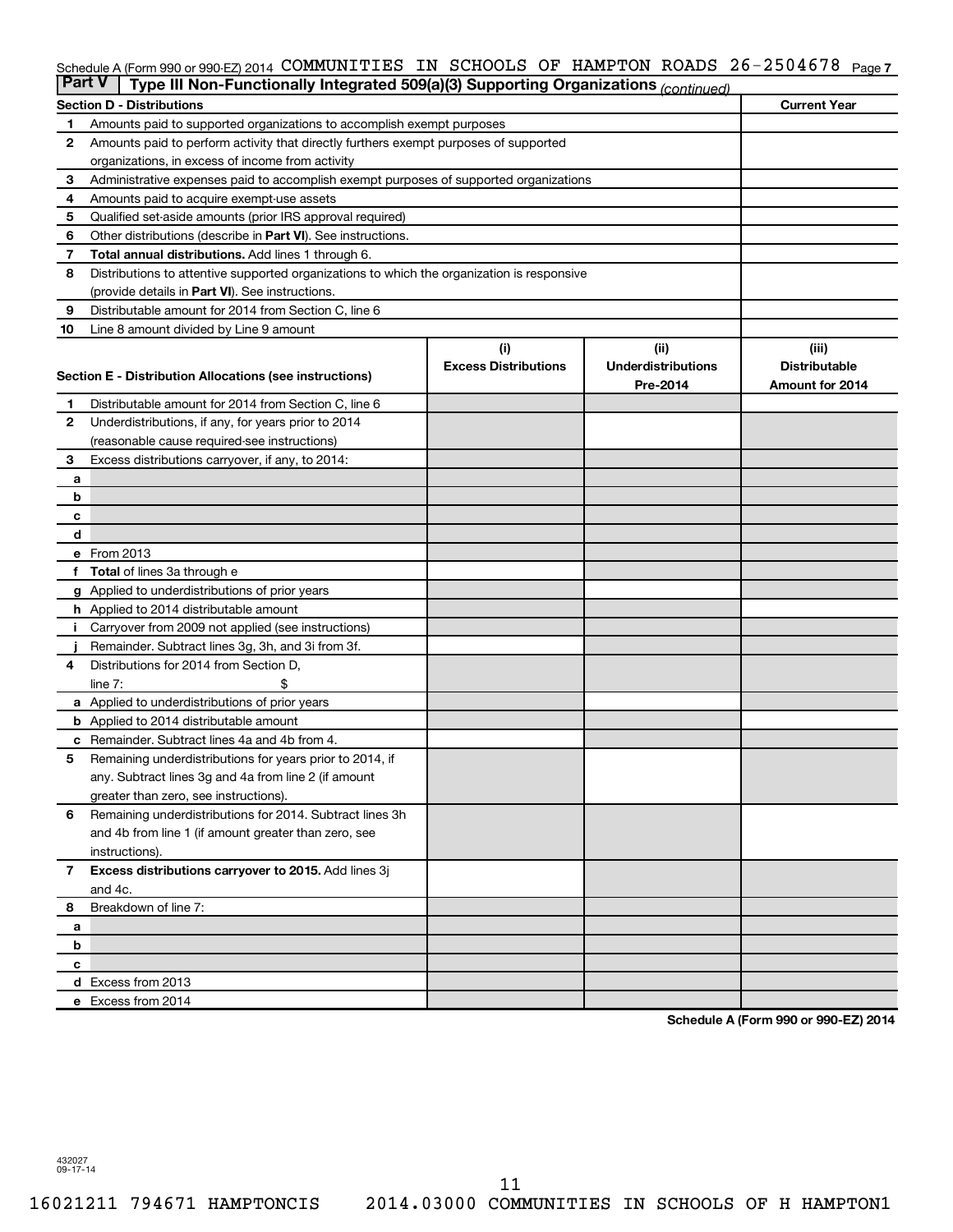Schedule A (Form 990 or 990-EZ) 2014 COMMUNITIES IN SCHOOLS OF HAMPTON ROADS 26-2504678 Page 7

## Part V | Type III Non-Functionally Integrated 509(a)(3) Supporting Organizations *(continued)*

| Section D - Distributions | | Current Year |
|---|---|---|
| 1 | Amounts paid to supported organizations to accomplish exempt purposes | |
| 2 | Amounts paid to perform activity that directly furthers exempt purposes of supported organizations, in excess of income from activity | |
| 3 | Administrative expenses paid to accomplish exempt purposes of supported organizations | |
| 4 | Amounts paid to acquire exempt-use assets | |
| 5 | Qualified set-aside amounts (prior IRS approval required) | |
| 6 | Other distributions (describe in **Part VI**). See instructions. | |
| 7 | **Total annual distributions.** Add lines 1 through 6. | |
| 8 | Distributions to attentive supported organizations to which the organization is responsive (provide details in **Part VI**). See instructions. | |
| 9 | Distributable amount for 2014 from Section C, line 6 | |
| 10 | Line 8 amount divided by Line 9 amount | |

| | Section E - Distribution Allocations (see instructions) | (i) Excess Distributions | (ii) Underdistributions Pre-2014 | (iii) Distributable Amount for 2014 |
|---|---|---|---|---|
| 1 | Distributable amount for 2014 from Section C, line 6 | | | |
| 2 | Underdistributions, if any, for years prior to 2014 (reasonable cause required-see instructions) | | | |
| 3 | Excess distributions carryover, if any, to 2014: | | | |
| a | | | | |
| b | | | | |
| c | | | | |
| d | | | | |
| e | From 2013 | | | |
| f | **Total** of lines 3a through e | | | |
| g | Applied to underdistributions of prior years | | | |
| h | Applied to 2014 distributable amount | | | |
| i | Carryover from 2009 not applied (see instructions) | | | |
| j | Remainder. Subtract lines 3g, 3h, and 3i from 3f. | | | |
| 4 | Distributions for 2014 from Section D, line 7: $ | | | |
| a | Applied to underdistributions of prior years | | | |
| b | Applied to 2014 distributable amount | | | |
| c | Remainder. Subtract lines 4a and 4b from 4. | | | |
| 5 | Remaining underdistributions for years prior to 2014, if any. Subtract lines 3g and 4a from line 2 (if amount greater than zero, see instructions). | | | |
| 6 | Remaining underdistributions for 2014. Subtract lines 3h and 4b from line 1 (if amount greater than zero, see instructions). | | | |
| 7 | **Excess distributions carryover to 2015.** Add lines 3j and 4c. | | | |
| 8 | Breakdown of line 7: | | | |
| a | | | | |
| b | | | | |
| c | | | | |
| d | Excess from 2013 | | | |
| e | Excess from 2014 | | | |

Schedule A (Form 990 or 990-EZ) 2014

432027
09-17-14

16021211 794671 HAMPTONCIS 2014.03000 COMMUNITIES IN SCHOOLS OF H HAMPTON1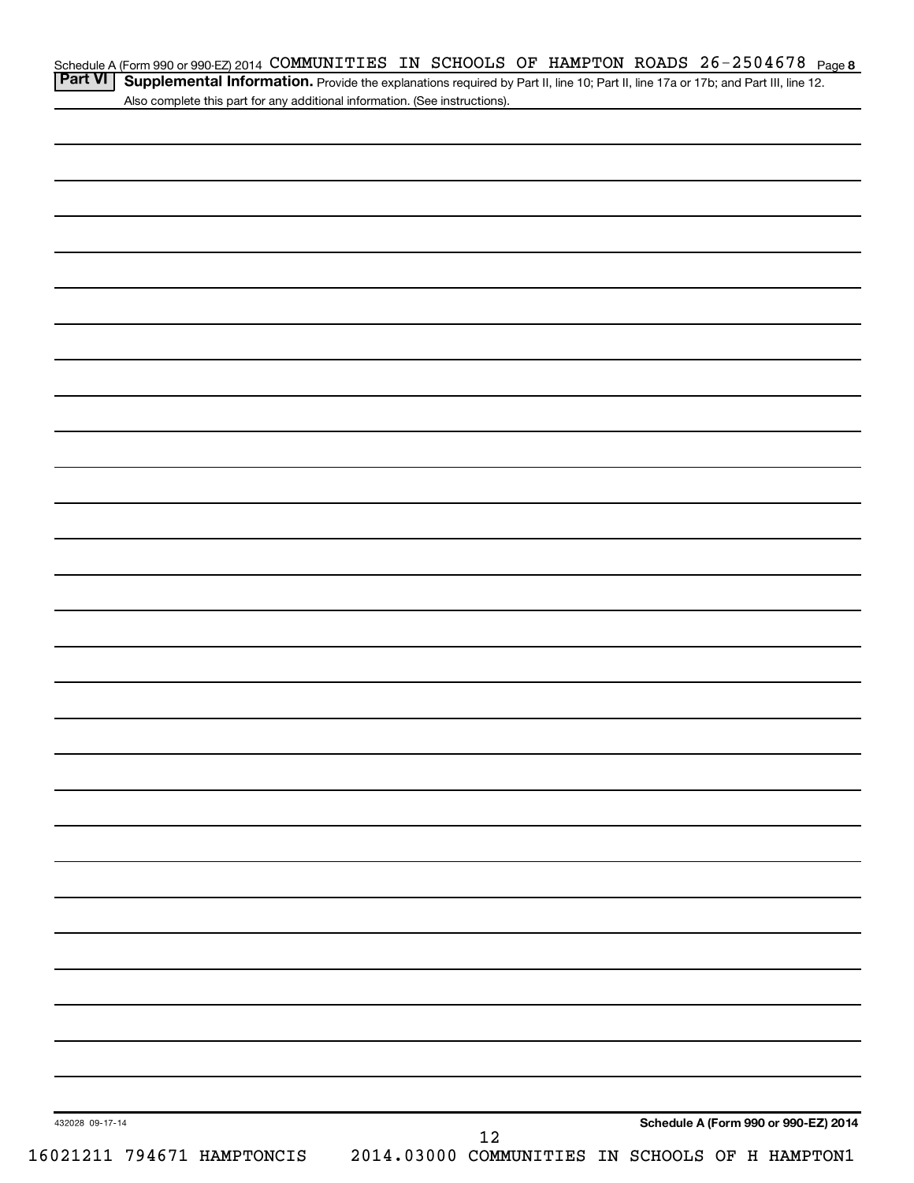Schedule A (Form 990 or 990-EZ) 2014 COMMUNITIES IN SCHOOLS OF HAMPTON ROADS 26-2504678 Page 8

**Part VI** **Supplemental Information.** Provide the explanations required by Part II, line 10; Part II, line 17a or 17b; and Part III, line 12. Also complete this part for any additional information. (See instructions).

432028 09-17-14

**Schedule A (Form 990 or 990-EZ) 2014**

12

16021211 794671 HAMPTONCIS 2014.03000 COMMUNITIES IN SCHOOLS OF H HAMPTON1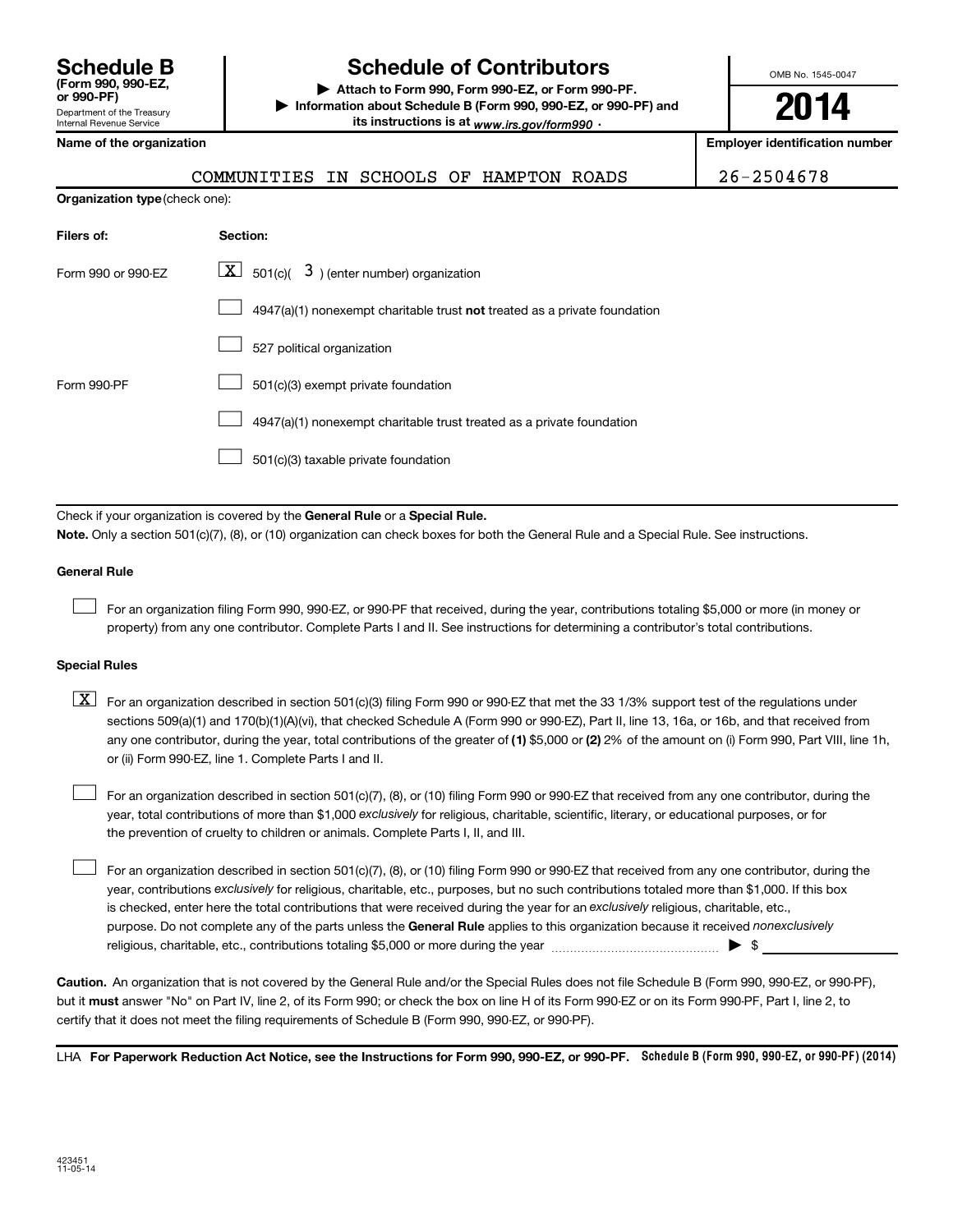# Schedule B (Form 990, 990-EZ, or 990-PF)

Department of the Treasury
Internal Revenue Service

## Schedule of Contributors

▶ Attach to Form 990, Form 990-EZ, or Form 990-PF.
▶ Information about Schedule B (Form 990, 990-EZ, or 990-PF) and its instructions is at *www.irs.gov/form990*.

OMB No. 1545-0047

**2014**

**Name of the organization**

COMMUNITIES IN SCHOOLS OF HAMPTON ROADS

**Employer identification number**

26-2504678

**Organization type** (check one):

| Filers of: | Section: |
|---|---|
| Form 990 or 990-EZ | [X] 501(c)( 3 ) (enter number) organization |
| | [ ] 4947(a)(1) nonexempt charitable trust **not** treated as a private foundation |
| | [ ] 527 political organization |
| Form 990-PF | [ ] 501(c)(3) exempt private foundation |
| | [ ] 4947(a)(1) nonexempt charitable trust treated as a private foundation |
| | [ ] 501(c)(3) taxable private foundation |

Check if your organization is covered by the **General Rule** or a **Special Rule.**

**Note.** Only a section 501(c)(7), (8), or (10) organization can check boxes for both the General Rule and a Special Rule. See instructions.

### General Rule

[ ] For an organization filing Form 990, 990-EZ, or 990-PF that received, during the year, contributions totaling $5,000 or more (in money or property) from any one contributor. Complete Parts I and II. See instructions for determining a contributor's total contributions.

### Special Rules

[X] For an organization described in section 501(c)(3) filing Form 990 or 990-EZ that met the 33 1/3% support test of the regulations under sections 509(a)(1) and 170(b)(1)(A)(vi), that checked Schedule A (Form 990 or 990-EZ), Part II, line 13, 16a, or 16b, and that received from any one contributor, during the year, total contributions of the greater of **(1)** $5,000 or **(2)** 2% of the amount on (i) Form 990, Part VIII, line 1h, or (ii) Form 990-EZ, line 1. Complete Parts I and II.

[ ] For an organization described in section 501(c)(7), (8), or (10) filing Form 990 or 990-EZ that received from any one contributor, during the year, total contributions of more than $1,000 *exclusively* for religious, charitable, scientific, literary, or educational purposes, or for the prevention of cruelty to children or animals. Complete Parts I, II, and III.

[ ] For an organization described in section 501(c)(7), (8), or (10) filing Form 990 or 990-EZ that received from any one contributor, during the year, contributions *exclusively* for religious, charitable, etc., purposes, but no such contributions totaled more than $1,000. If this box is checked, enter here the total contributions that were received during the year for an *exclusively* religious, charitable, etc., purpose. Do not complete any of the parts unless the **General Rule** applies to this organization because it received *nonexclusively* religious, charitable, etc., contributions totaling $5,000 or more during the year ▶ $

**Caution.** An organization that is not covered by the General Rule and/or the Special Rules does not file Schedule B (Form 990, 990-EZ, or 990-PF), but it **must** answer "No" on Part IV, line 2, of its Form 990; or check the box on line H of its Form 990-EZ or on its Form 990-PF, Part I, line 2, to certify that it does not meet the filing requirements of Schedule B (Form 990, 990-EZ, or 990-PF).

LHA **For Paperwork Reduction Act Notice, see the Instructions for Form 990, 990-EZ, or 990-PF.** **Schedule B (Form 990, 990-EZ, or 990-PF) (2014)**

423451
11-05-14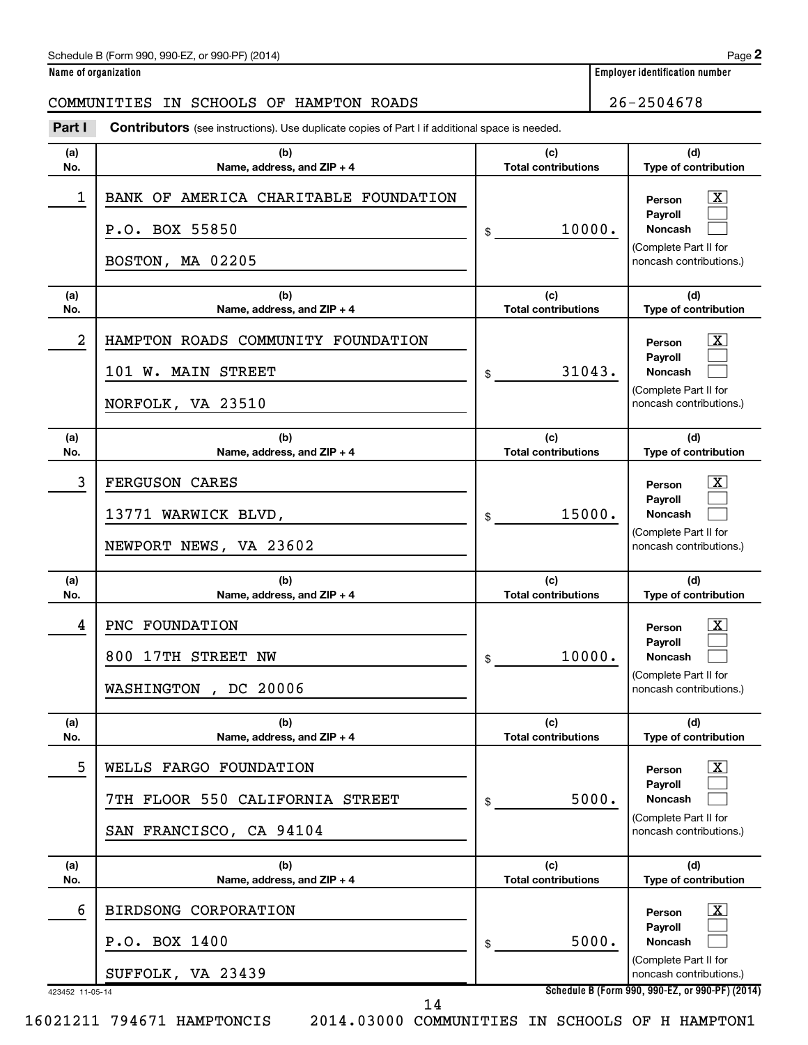Schedule B (Form 990, 990-EZ, or 990-PF) (2014)

**Name of organization**

COMMUNITIES IN SCHOOLS OF HAMPTON ROADS

**Employer identification number**

26-2504678

**Part I** **Contributors** (see instructions). Use duplicate copies of Part I if additional space is needed.

| (a) No. | (b) Name, address, and ZIP + 4 | (c) Total contributions | (d) Type of contribution |
|---|---|---|---|
| 1 | BANK OF AMERICA CHARITABLE FOUNDATION<br>P.O. BOX 55850<br>BOSTON, MA 02205 | $ 10000. | Person [X]<br>Payroll [ ]<br>Noncash [ ]<br>(Complete Part II for noncash contributions.) |
| 2 | HAMPTON ROADS COMMUNITY FOUNDATION<br>101 W. MAIN STREET<br>NORFOLK, VA 23510 | $ 31043. | Person [X]<br>Payroll [ ]<br>Noncash [ ]<br>(Complete Part II for noncash contributions.) |
| 3 | FERGUSON CARES<br>13771 WARWICK BLVD,<br>NEWPORT NEWS, VA 23602 | $ 15000. | Person [X]<br>Payroll [ ]<br>Noncash [ ]<br>(Complete Part II for noncash contributions.) |
| 4 | PNC FOUNDATION<br>800 17TH STREET NW<br>WASHINGTON , DC 20006 | $ 10000. | Person [X]<br>Payroll [ ]<br>Noncash [ ]<br>(Complete Part II for noncash contributions.) |
| 5 | WELLS FARGO FOUNDATION<br>7TH FLOOR 550 CALIFORNIA STREET<br>SAN FRANCISCO, CA 94104 | $ 5000. | Person [X]<br>Payroll [ ]<br>Noncash [ ]<br>(Complete Part II for noncash contributions.) |
| 6 | BIRDSONG CORPORATION<br>P.O. BOX 1400<br>SUFFOLK, VA 23439 | $ 5000. | Person [X]<br>Payroll [ ]<br>Noncash [ ]<br>(Complete Part II for noncash contributions.) |

423452 11-05-14

16021211 794671 HAMPTONCIS 2014.03000 COMMUNITIES IN SCHOOLS OF H HAMPTON1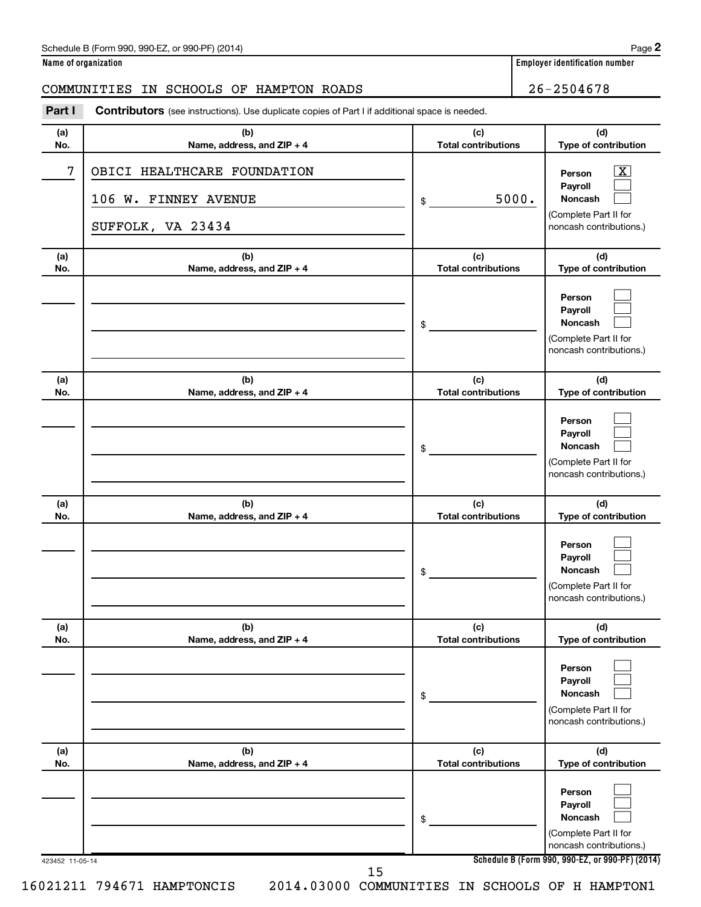Schedule B (Form 990, 990-EZ, or 990-PF) (2014)

**Name of organization**

COMMUNITIES IN SCHOOLS OF HAMPTON ROADS

**Employer identification number**

26-2504678

**Part I** **Contributors** (see instructions). Use duplicate copies of Part I if additional space is needed.

| (a) No. | (b) Name, address, and ZIP + 4 | (c) Total contributions | (d) Type of contribution |
|---|---|---|---|
| 7 | OBICI HEALTHCARE FOUNDATION<br>106 W. FINNEY AVENUE<br>SUFFOLK, VA 23434 | $ 5000. | Person [X]<br>Payroll [ ]<br>Noncash [ ]<br>(Complete Part II for noncash contributions.) |
| | | $ | Person [ ]<br>Payroll [ ]<br>Noncash [ ]<br>(Complete Part II for noncash contributions.) |
| | | $ | Person [ ]<br>Payroll [ ]<br>Noncash [ ]<br>(Complete Part II for noncash contributions.) |
| | | $ | Person [ ]<br>Payroll [ ]<br>Noncash [ ]<br>(Complete Part II for noncash contributions.) |
| | | $ | Person [ ]<br>Payroll [ ]<br>Noncash [ ]<br>(Complete Part II for noncash contributions.) |
| | | $ | Person [ ]<br>Payroll [ ]<br>Noncash [ ]<br>(Complete Part II for noncash contributions.) |

423452 11-05-14

**Schedule B (Form 990, 990-EZ, or 990-PF) (2014)**

16021211 794671 HAMPTONCIS 2014.03000 COMMUNITIES IN SCHOOLS OF H HAMPTON1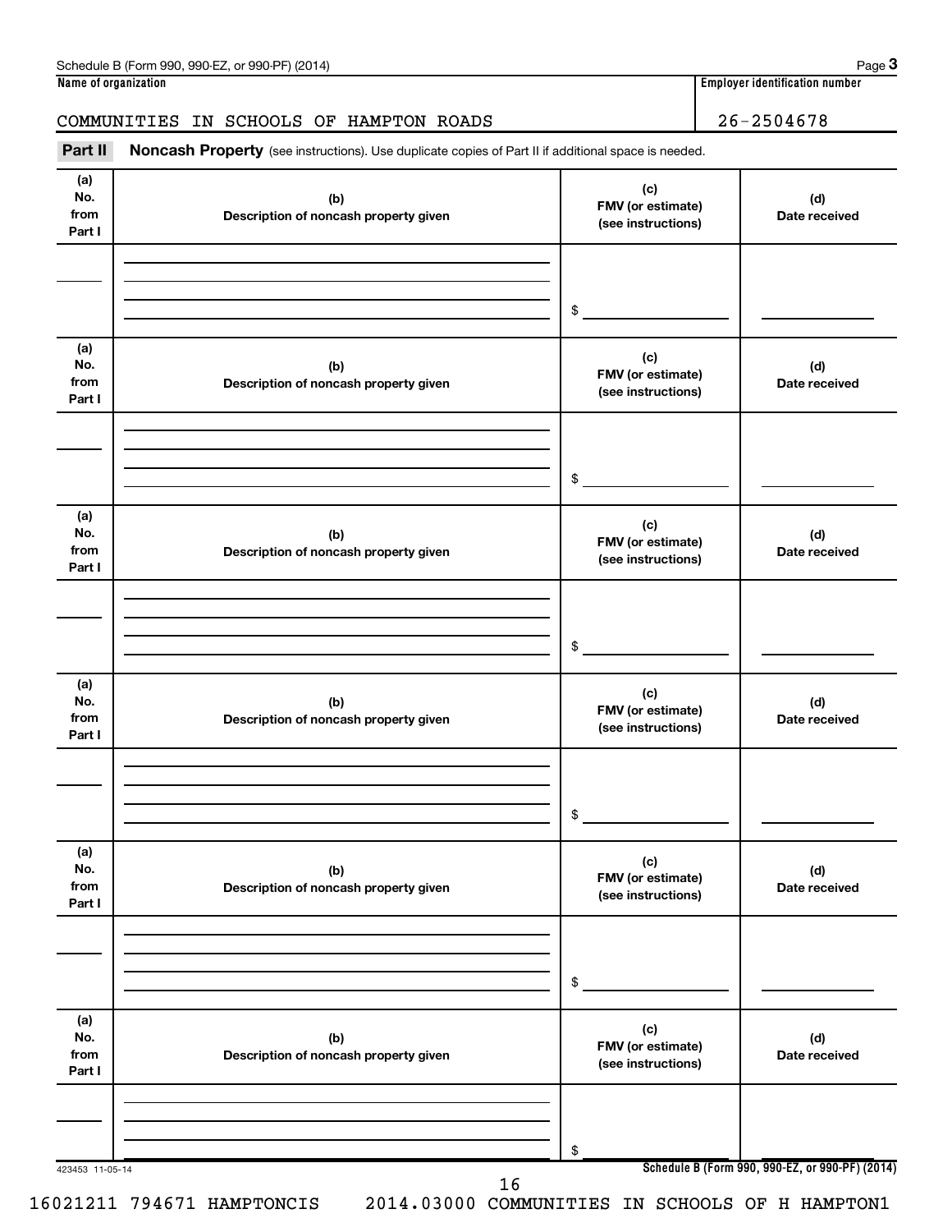Schedule B (Form 990, 990-EZ, or 990-PF) (2014) Page **3**

**Name of organization** | **Employer identification number**

COMMUNITIES IN SCHOOLS OF HAMPTON ROADS | 26-2504678

## Part II Noncash Property (see instructions). Use duplicate copies of Part II if additional space is needed.

| (a) No. from Part I | (b) Description of noncash property given | (c) FMV (or estimate) (see instructions) | (d) Date received |
|---|---|---|---|
| | | $ | |

| (a) No. from Part I | (b) Description of noncash property given | (c) FMV (or estimate) (see instructions) | (d) Date received |
|---|---|---|---|
| | | $ | |

| (a) No. from Part I | (b) Description of noncash property given | (c) FMV (or estimate) (see instructions) | (d) Date received |
|---|---|---|---|
| | | $ | |

| (a) No. from Part I | (b) Description of noncash property given | (c) FMV (or estimate) (see instructions) | (d) Date received |
|---|---|---|---|
| | | $ | |

| (a) No. from Part I | (b) Description of noncash property given | (c) FMV (or estimate) (see instructions) | (d) Date received |
|---|---|---|---|
| | | $ | |

| (a) No. from Part I | (b) Description of noncash property given | (c) FMV (or estimate) (see instructions) | (d) Date received |
|---|---|---|---|
| | | $ | |

423453 11-05-14 **Schedule B (Form 990, 990-EZ, or 990-PF) (2014)**

16021211 794671 HAMPTONCIS 2014.03000 COMMUNITIES IN SCHOOLS OF H HAMPTON1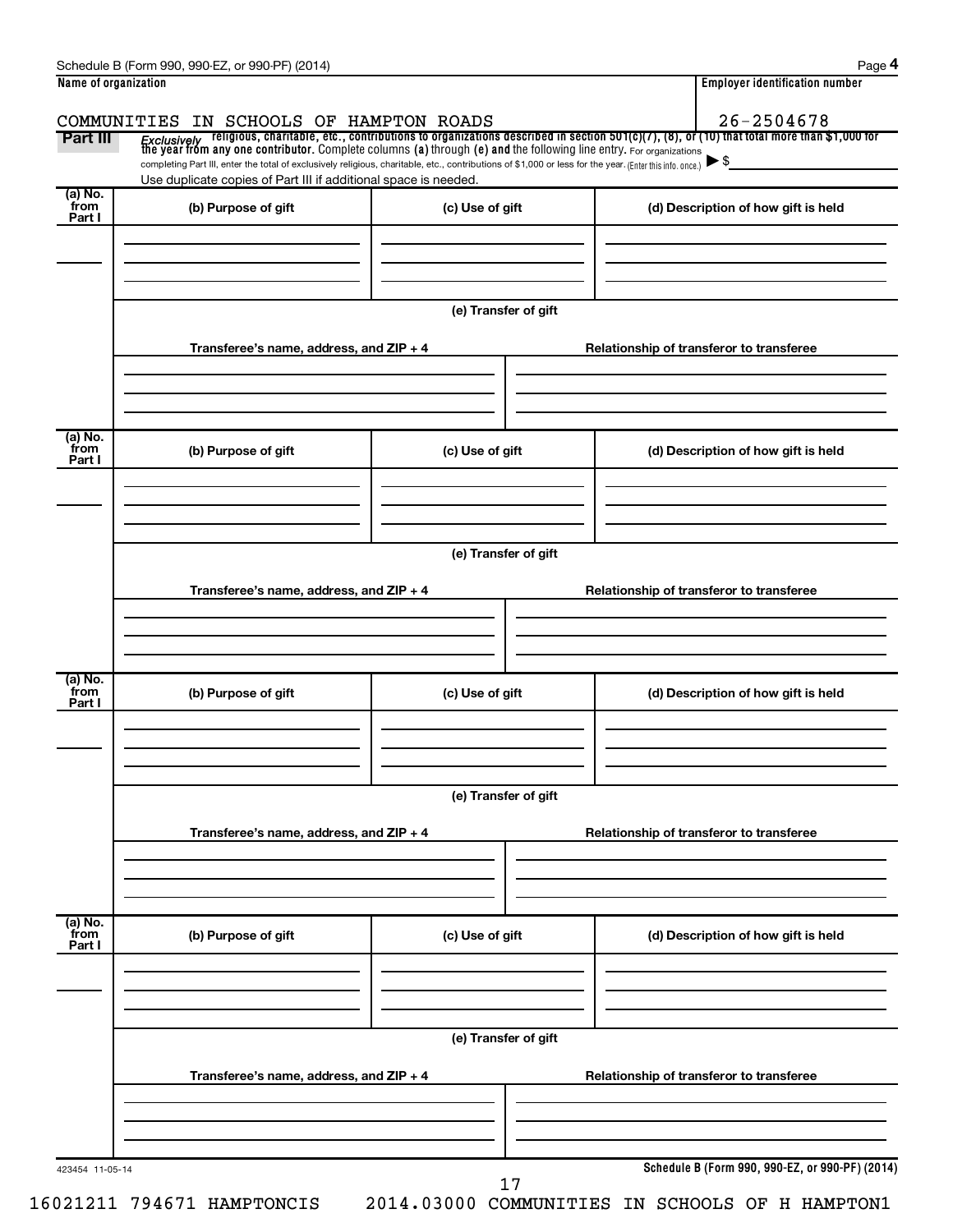**Name of organization**

COMMUNITIES IN SCHOOLS OF HAMPTON ROADS

**Employer identification number**

26-2504678

**Part III** *Exclusively* religious, charitable, etc., contributions to organizations described in section 501(c)(7), (8), or (10) that total more than $1,000 for the year from any one contributor. Complete columns **(a)** through **(e)** and the following line entry. For organizations completing Part III, enter the total of exclusively religious, charitable, etc., contributions of $1,000 or less for the year. (Enter this info. once.) ▶ $

Use duplicate copies of Part III if additional space is needed.

| (a) No. from Part I | (b) Purpose of gift | (c) Use of gift | (d) Description of how gift is held |
|---|---|---|---|
| | | | |

(e) Transfer of gift

| Transferee's name, address, and ZIP + 4 | Relationship of transferor to transferee |
|---|---|
| | |

| (a) No. from Part I | (b) Purpose of gift | (c) Use of gift | (d) Description of how gift is held |
|---|---|---|---|
| | | | |

(e) Transfer of gift

| Transferee's name, address, and ZIP + 4 | Relationship of transferor to transferee |
|---|---|
| | |

| (a) No. from Part I | (b) Purpose of gift | (c) Use of gift | (d) Description of how gift is held |
|---|---|---|---|
| | | | |

(e) Transfer of gift

| Transferee's name, address, and ZIP + 4 | Relationship of transferor to transferee |
|---|---|
| | |

| (a) No. from Part I | (b) Purpose of gift | (c) Use of gift | (d) Description of how gift is held |
|---|---|---|---|
| | | | |

(e) Transfer of gift

| Transferee's name, address, and ZIP + 4 | Relationship of transferor to transferee |
|---|---|
| | |

423454 11-05-14

**Schedule B (Form 990, 990-EZ, or 990-PF) (2014)**

16021211 794671 HAMPTONCIS 2014.03000 COMMUNITIES IN SCHOOLS OF H HAMPTON1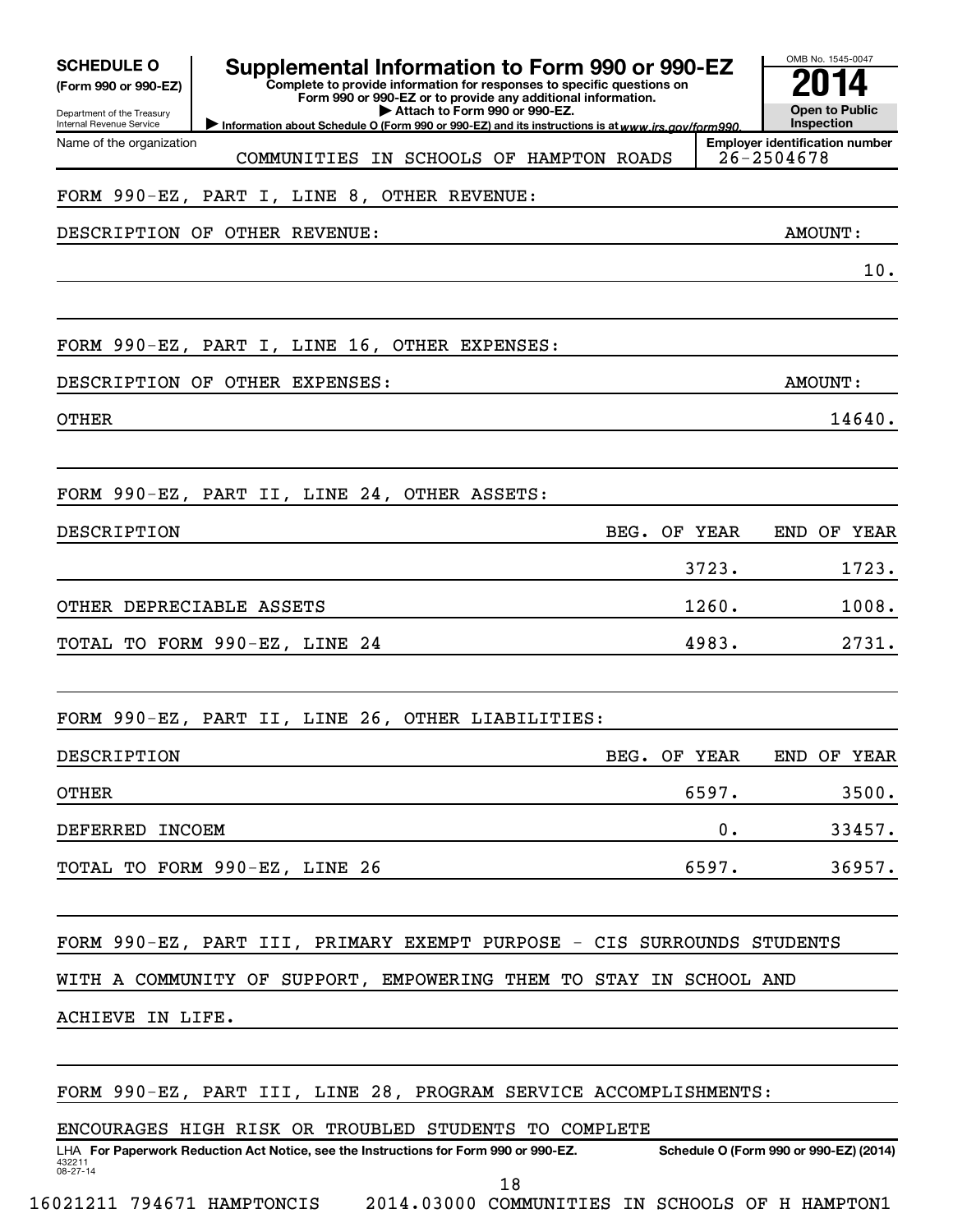**SCHEDULE O**
**(Form 990 or 990-EZ)**

Department of the Treasury
Internal Revenue Service

# Supplemental Information to Form 990 or 990-EZ

**Complete to provide information for responses to specific questions on Form 990 or 990-EZ or to provide any additional information.**
**▶ Attach to Form 990 or 990-EZ.**
▶ Information about Schedule O (Form 990 or 990-EZ) and its instructions is at www.irs.gov/form990.

OMB No. 1545-0047
**2014**
**Open to Public Inspection**

Name of the organization: COMMUNITIES IN SCHOOLS OF HAMPTON ROADS
**Employer identification number:** 26-2504678

FORM 990-EZ, PART I, LINE 8, OTHER REVENUE:

| DESCRIPTION OF OTHER REVENUE: | AMOUNT: |
|---|---|
| | 10. |

FORM 990-EZ, PART I, LINE 16, OTHER EXPENSES:

| DESCRIPTION OF OTHER EXPENSES: | AMOUNT: |
|---|---|
| OTHER | 14640. |

FORM 990-EZ, PART II, LINE 24, OTHER ASSETS:

| DESCRIPTION | BEG. OF YEAR | END OF YEAR |
|---|---|---|
| | 3723. | 1723. |
| OTHER DEPRECIABLE ASSETS | 1260. | 1008. |
| TOTAL TO FORM 990-EZ, LINE 24 | 4983. | 2731. |

FORM 990-EZ, PART II, LINE 26, OTHER LIABILITIES:

| DESCRIPTION | BEG. OF YEAR | END OF YEAR |
|---|---|---|
| OTHER | 6597. | 3500. |
| DEFERRED INCOEM | 0. | 33457. |
| TOTAL TO FORM 990-EZ, LINE 26 | 6597. | 36957. |

FORM 990-EZ, PART III, PRIMARY EXEMPT PURPOSE - CIS SURROUNDS STUDENTS WITH A COMMUNITY OF SUPPORT, EMPOWERING THEM TO STAY IN SCHOOL AND ACHIEVE IN LIFE.

FORM 990-EZ, PART III, LINE 28, PROGRAM SERVICE ACCOMPLISHMENTS:

ENCOURAGES HIGH RISK OR TROUBLED STUDENTS TO COMPLETE

LHA **For Paperwork Reduction Act Notice, see the Instructions for Form 990 or 990-EZ.** **Schedule O (Form 990 or 990-EZ) (2014)**

432211
08-27-14

16021211 794671 HAMPTONCIS 2014.03000 COMMUNITIES IN SCHOOLS OF H HAMPTON1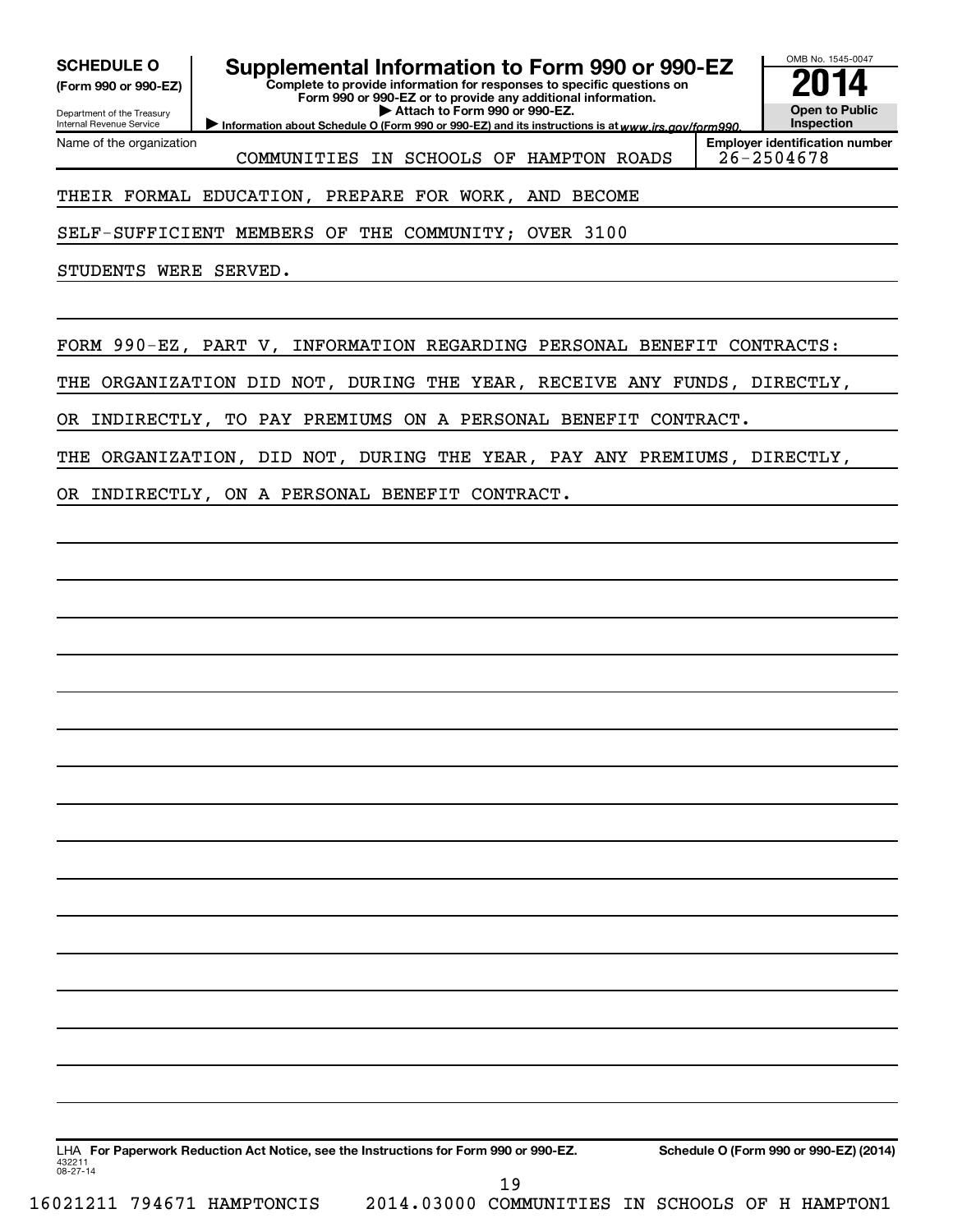**SCHEDULE O**
**(Form 990 or 990-EZ)**

Department of the Treasury
Internal Revenue Service

# Supplemental Information to Form 990 or 990-EZ

**Complete to provide information for responses to specific questions on Form 990 or 990-EZ or to provide any additional information.**
**▶ Attach to Form 990 or 990-EZ.**
▶ Information about Schedule O (Form 990 or 990-EZ) and its instructions is at *www.irs.gov/form990.*

OMB No. 1545-0047
**2014**
**Open to Public Inspection**

Name of the organization: COMMUNITIES IN SCHOOLS OF HAMPTON ROADS
**Employer identification number:** 26-2504678

THEIR FORMAL EDUCATION, PREPARE FOR WORK, AND BECOME SELF-SUFFICIENT MEMBERS OF THE COMMUNITY; OVER 3100 STUDENTS WERE SERVED.

FORM 990-EZ, PART V, INFORMATION REGARDING PERSONAL BENEFIT CONTRACTS:

THE ORGANIZATION DID NOT, DURING THE YEAR, RECEIVE ANY FUNDS, DIRECTLY, OR INDIRECTLY, TO PAY PREMIUMS ON A PERSONAL BENEFIT CONTRACT.

THE ORGANIZATION, DID NOT, DURING THE YEAR, PAY ANY PREMIUMS, DIRECTLY, OR INDIRECTLY, ON A PERSONAL BENEFIT CONTRACT.

LHA **For Paperwork Reduction Act Notice, see the Instructions for Form 990 or 990-EZ.** **Schedule O (Form 990 or 990-EZ) (2014)**
432211
08-27-14

16021211 794671 HAMPTONCIS 2014.03000 COMMUNITIES IN SCHOOLS OF H HAMPTON1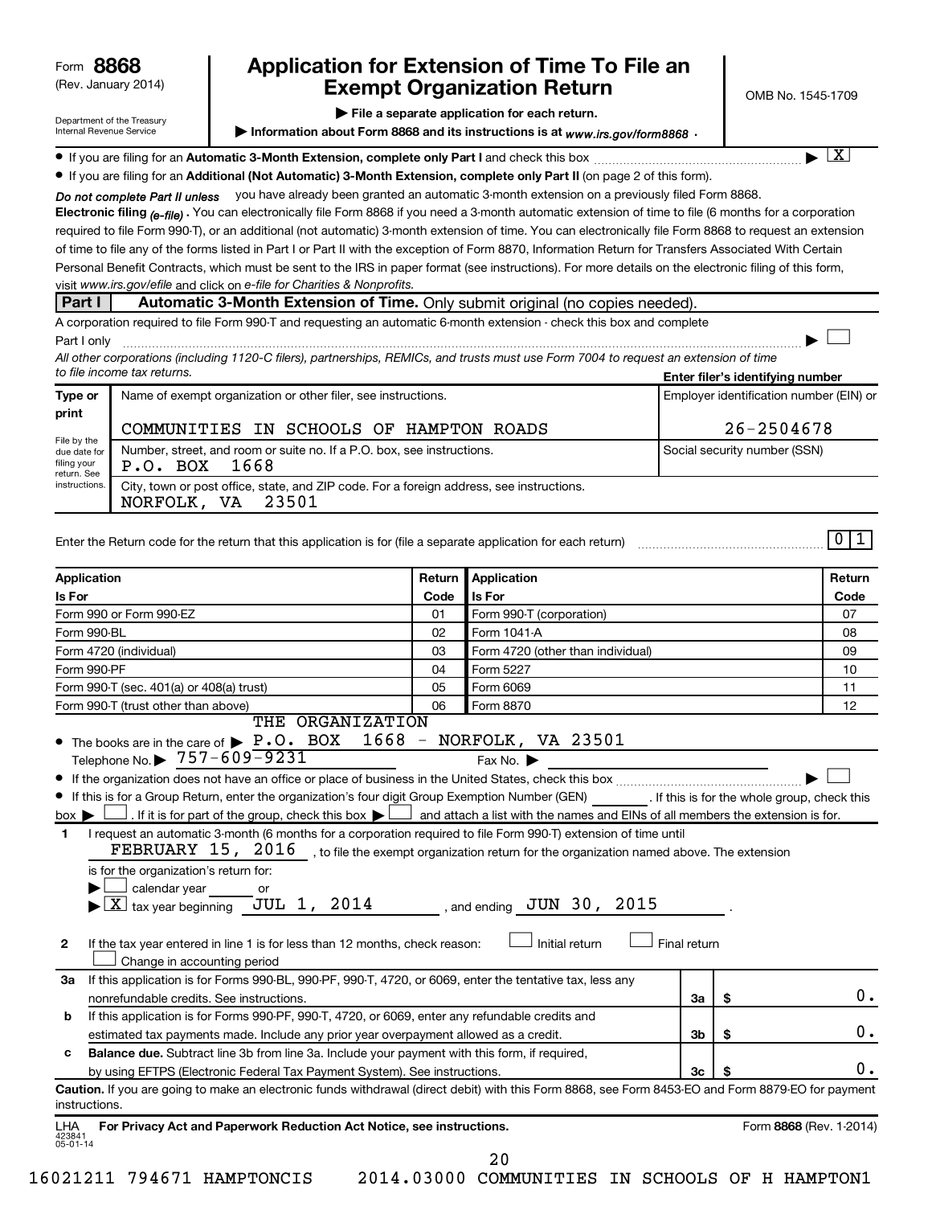Form **8868**
(Rev. January 2014)

Department of the Treasury
Internal Revenue Service

# Application for Extension of Time To File an Exempt Organization Return

▶ File a separate application for each return.

▶ Information about Form 8868 and its instructions is at *www.irs.gov/form8868*.

OMB No. 1545-1709

- If you are filing for an **Automatic 3-Month Extension, complete only Part I** and check this box ▶ [X]
- If you are filing for an **Additional (Not Automatic) 3-Month Extension, complete only Part II** (on page 2 of this form).

*Do not complete Part II unless* you have already been granted an automatic 3-month extension on a previously filed Form 8868.

**Electronic filing** *(e-file)*. You can electronically file Form 8868 if you need a 3-month automatic extension of time to file (6 months for a corporation required to file Form 990-T), or an additional (not automatic) 3-month extension of time. You can electronically file Form 8868 to request an extension of time to file any of the forms listed in Part I or Part II with the exception of Form 8870, Information Return for Transfers Associated With Certain Personal Benefit Contracts, which must be sent to the IRS in paper format (see instructions). For more details on the electronic filing of this form, visit *www.irs.gov/efile* and click on *e-file for Charities & Nonprofits.*

## Part I — Automatic 3-Month Extension of Time. Only submit original (no copies needed).

A corporation required to file Form 990-T and requesting an automatic 6-month extension - check this box and complete Part I only ▶ [ ]

*All other corporations (including 1120-C filers), partnerships, REMICs, and trusts must use Form 7004 to request an extension of time to file income tax returns.*

**Enter filer's identifying number**

| Type or print | | |
|---|---|---|
| File by the due date for filing your return. See instructions. | Name of exempt organization or other filer, see instructions.<br>COMMUNITIES IN SCHOOLS OF HAMPTON ROADS | Employer identification number (EIN) or<br>26-2504678 |
| | Number, street, and room or suite no. If a P.O. box, see instructions.<br>P.O. BOX 1668 | Social security number (SSN) |
| | City, town or post office, state, and ZIP code. For a foreign address, see instructions.<br>NORFOLK, VA 23501 | |

Enter the Return code for the return that this application is for (file a separate application for each return) 0 1

| Application Is For | Return Code | Application Is For | Return Code |
|---|---|---|---|
| Form 990 or Form 990-EZ | 01 | Form 990-T (corporation) | 07 |
| Form 990-BL | 02 | Form 1041-A | 08 |
| Form 4720 (individual) | 03 | Form 4720 (other than individual) | 09 |
| Form 990-PF | 04 | Form 5227 | 10 |
| Form 990-T (sec. 401(a) or 408(a) trust) | 05 | Form 6069 | 11 |
| Form 990-T (trust other than above) | 06 | Form 8870 | 12 |

- The books are in the care of ▶ THE ORGANIZATION P.O. BOX 1668 - NORFOLK, VA 23501
  Telephone No. ▶ 757-609-9231 Fax No. ▶
- If the organization does not have an office or place of business in the United States, check this box ▶ [ ]
- If this is for a Group Return, enter the organization's four digit Group Exemption Number (GEN) ______ . If this is for the whole group, check this box ▶ [ ] . If it is for part of the group, check this box ▶ [ ] and attach a list with the names and EINs of all members the extension is for.

**1** I request an automatic 3-month (6 months for a corporation required to file Form 990-T) extension of time until FEBRUARY 15, 2016 , to file the exempt organization return for the organization named above. The extension is for the organization's return for:
▶ [ ] calendar year ______ or
▶ [X] tax year beginning JUL 1, 2014 , and ending JUN 30, 2015 .

**2** If the tax year entered in line 1 is for less than 12 months, check reason: [ ] Initial return [ ] Final return [ ] Change in accounting period

| | | | | |
|---|---|---|---|---|
| **3a** | If this application is for Forms 990-BL, 990-PF, 990-T, 4720, or 6069, enter the tentative tax, less any nonrefundable credits. See instructions. | 3a | $ | 0. |
| **b** | If this application is for Forms 990-PF, 990-T, 4720, or 6069, enter any refundable credits and estimated tax payments made. Include any prior year overpayment allowed as a credit. | 3b | $ | 0. |
| **c** | **Balance due.** Subtract line 3b from line 3a. Include your payment with this form, if required, by using EFTPS (Electronic Federal Tax Payment System). See instructions. | 3c | $ | 0. |

**Caution.** If you are going to make an electronic funds withdrawal (direct debit) with this Form 8868, see Form 8453-EO and Form 8879-EO for payment instructions.

LHA **For Privacy Act and Paperwork Reduction Act Notice, see instructions.** Form **8868** (Rev. 1-2014)

423841
05-01-14

16021211 794671 HAMPTONCIS 2014.03000 COMMUNITIES IN SCHOOLS OF H HAMPTON1